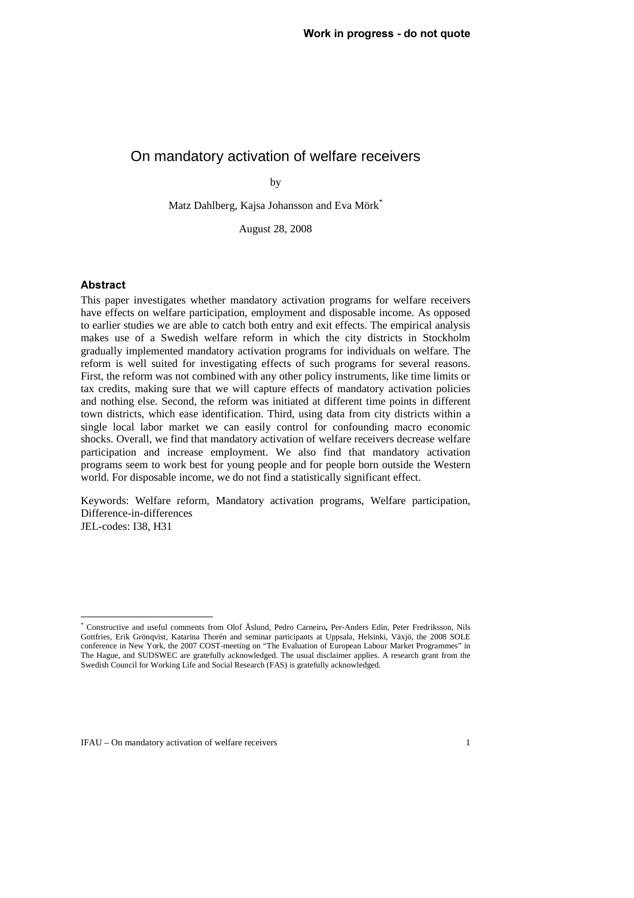**Work in progress - do not quote**

# On mandatory activation of welfare receivers

by

Matz Dahlberg, Kajsa Johansson and Eva Mörk[*]

August 28, 2008

## Abstract

This paper investigates whether mandatory activation programs for welfare receivers have effects on welfare participation, employment and disposable income. As opposed to earlier studies we are able to catch both entry and exit effects. The empirical analysis makes use of a Swedish welfare reform in which the city districts in Stockholm gradually implemented mandatory activation programs for individuals on welfare. The reform is well suited for investigating effects of such programs for several reasons. First, the reform was not combined with any other policy instruments, like time limits or tax credits, making sure that we will capture effects of mandatory activation policies and nothing else. Second, the reform was initiated at different time points in different town districts, which ease identification. Third, using data from city districts within a single local labor market we can easily control for confounding macro economic shocks. Overall, we find that mandatory activation of welfare receivers decrease welfare participation and increase employment. We also find that mandatory activation programs seem to work best for young people and for people born outside the Western world. For disposable income, we do not find a statistically significant effect.

Keywords: Welfare reform, Mandatory activation programs, Welfare participation, Difference-in-differences
JEL-codes: I38, H31

---

[*] Constructive and useful comments from Olof Åslund, Pedro Carneiro**,** Per-Anders Edin, Peter Fredriksson, Nils Gottfries, Erik Grönqvist, Katarina Thorén and seminar participants at Uppsala, Helsinki, Växjö, the 2008 SOLE conference in New York, the 2007 COST-meeting on "The Evaluation of European Labour Market Programmes" in The Hague, and SUDSWEC are gratefully acknowledged. The usual disclaimer applies. A research grant from the Swedish Council for Working Life and Social Research (FAS) is gratefully acknowledged.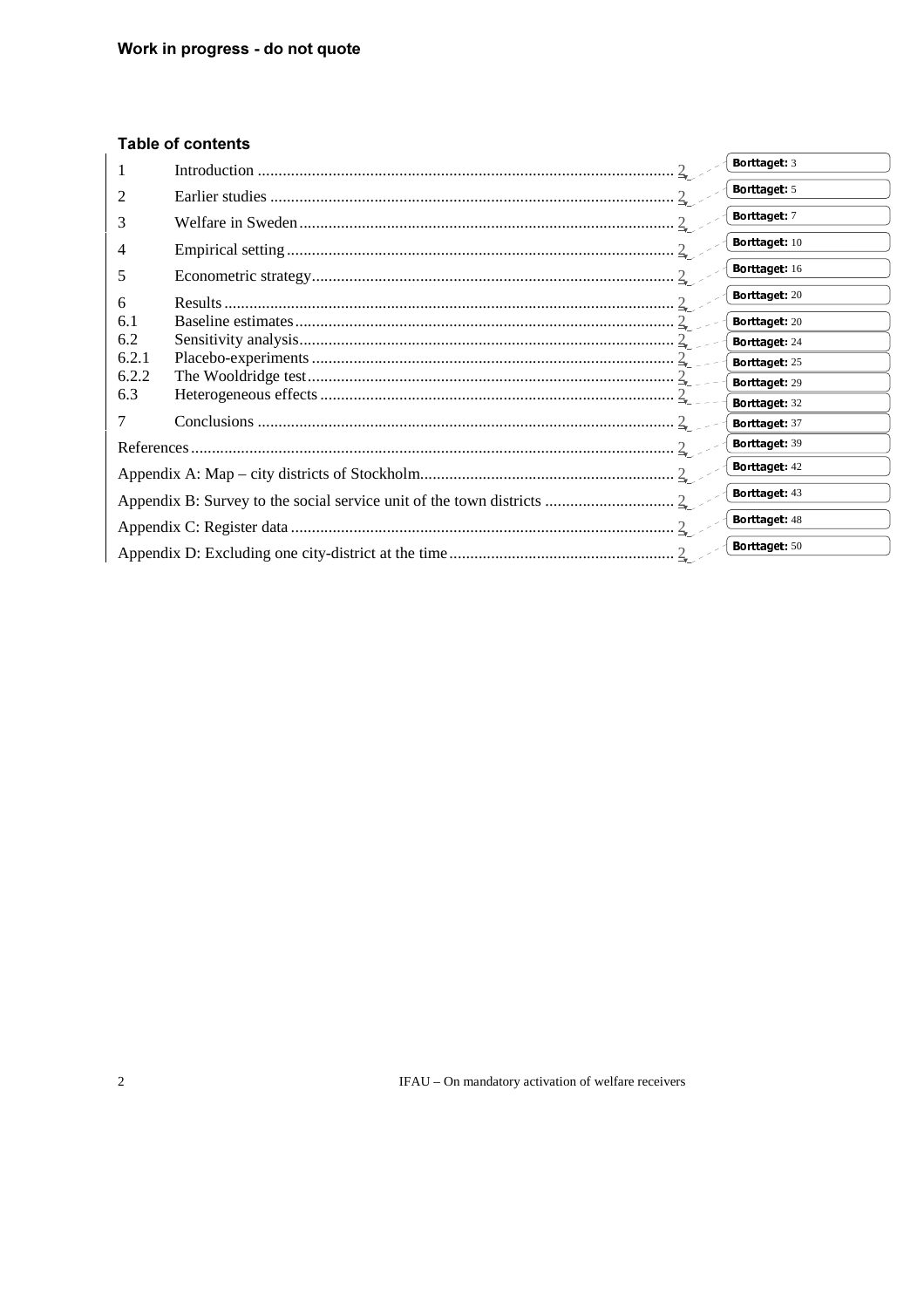Work in progress - do not quote

## Table of contents

| | | |
|---|---|---|
| 1 | Introduction | 2 |
| 2 | Earlier studies | 2 |
| 3 | Welfare in Sweden | 2 |
| 4 | Empirical setting | 2 |
| 5 | Econometric strategy | 2 |
| 6 | Results | 2 |
| 6.1 | Baseline estimates | 2 |
| 6.2 | Sensitivity analysis | 2 |
| 6.2.1 | Placebo-experiments | 2 |
| 6.2.2 | The Wooldridge test | 2 |
| 6.3 | Heterogeneous effects | 2 |
| 7 | Conclusions | 2 |
| | References | 2 |
| | Appendix A: Map – city districts of Stockholm | 2 |
| | Appendix B: Survey to the social service unit of the town districts | 2 |
| | Appendix C: Register data | 2 |
| | Appendix D: Excluding one city-district at the time | 2 |

Borttaget: 3
Borttaget: 5
Borttaget: 7
Borttaget: 10
Borttaget: 16
Borttaget: 20
Borttaget: 20
Borttaget: 24
Borttaget: 25
Borttaget: 29
Borttaget: 32
Borttaget: 37
Borttaget: 39
Borttaget: 42
Borttaget: 43
Borttaget: 48
Borttaget: 50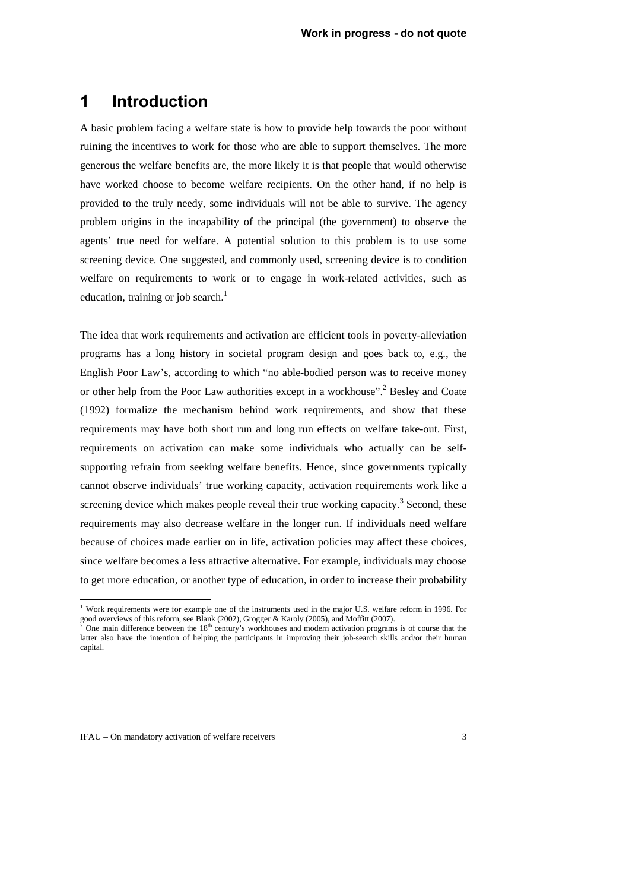# 1 Introduction

A basic problem facing a welfare state is how to provide help towards the poor without ruining the incentives to work for those who are able to support themselves. The more generous the welfare benefits are, the more likely it is that people that would otherwise have worked choose to become welfare recipients. On the other hand, if no help is provided to the truly needy, some individuals will not be able to survive. The agency problem origins in the incapability of the principal (the government) to observe the agents' true need for welfare. A potential solution to this problem is to use some screening device. One suggested, and commonly used, screening device is to condition welfare on requirements to work or to engage in work-related activities, such as education, training or job search.[1]

The idea that work requirements and activation are efficient tools in poverty-alleviation programs has a long history in societal program design and goes back to, e.g., the English Poor Law's, according to which "no able-bodied person was to receive money or other help from the Poor Law authorities except in a workhouse".[2] Besley and Coate (1992) formalize the mechanism behind work requirements, and show that these requirements may have both short run and long run effects on welfare take-out. First, requirements on activation can make some individuals who actually can be self-supporting refrain from seeking welfare benefits. Hence, since governments typically cannot observe individuals' true working capacity, activation requirements work like a screening device which makes people reveal their true working capacity.[3] Second, these requirements may also decrease welfare in the longer run. If individuals need welfare because of choices made earlier on in life, activation policies may affect these choices, since welfare becomes a less attractive alternative. For example, individuals may choose to get more education, or another type of education, in order to increase their probability

[1] Work requirements were for example one of the instruments used in the major U.S. welfare reform in 1996. For good overviews of this reform, see Blank (2002), Grogger & Karoly (2005), and Moffitt (2007).

[2] One main difference between the 18th century's workhouses and modern activation programs is of course that the latter also have the intention of helping the participants in improving their job-search skills and/or their human capital.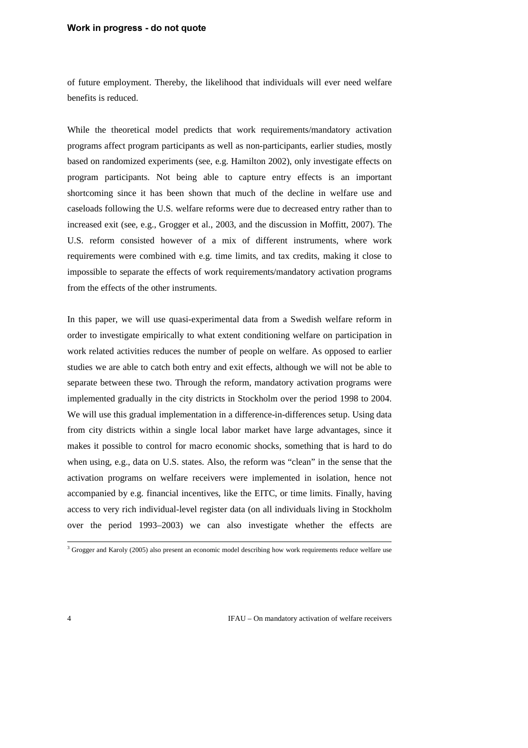of future employment. Thereby, the likelihood that individuals will ever need welfare benefits is reduced.

While the theoretical model predicts that work requirements/mandatory activation programs affect program participants as well as non-participants, earlier studies, mostly based on randomized experiments (see, e.g. Hamilton 2002), only investigate effects on program participants. Not being able to capture entry effects is an important shortcoming since it has been shown that much of the decline in welfare use and caseloads following the U.S. welfare reforms were due to decreased entry rather than to increased exit (see, e.g., Grogger et al., 2003, and the discussion in Moffitt, 2007). The U.S. reform consisted however of a mix of different instruments, where work requirements were combined with e.g. time limits, and tax credits, making it close to impossible to separate the effects of work requirements/mandatory activation programs from the effects of the other instruments.

In this paper, we will use quasi-experimental data from a Swedish welfare reform in order to investigate empirically to what extent conditioning welfare on participation in work related activities reduces the number of people on welfare. As opposed to earlier studies we are able to catch both entry and exit effects, although we will not be able to separate between these two. Through the reform, mandatory activation programs were implemented gradually in the city districts in Stockholm over the period 1998 to 2004. We will use this gradual implementation in a difference-in-differences setup. Using data from city districts within a single local labor market have large advantages, since it makes it possible to control for macro economic shocks, something that is hard to do when using, e.g., data on U.S. states. Also, the reform was "clean" in the sense that the activation programs on welfare receivers were implemented in isolation, hence not accompanied by e.g. financial incentives, like the EITC, or time limits. Finally, having access to very rich individual-level register data (on all individuals living in Stockholm over the period 1993–2003) we can also investigate whether the effects are

[3] Grogger and Karoly (2005) also present an economic model describing how work requirements reduce welfare use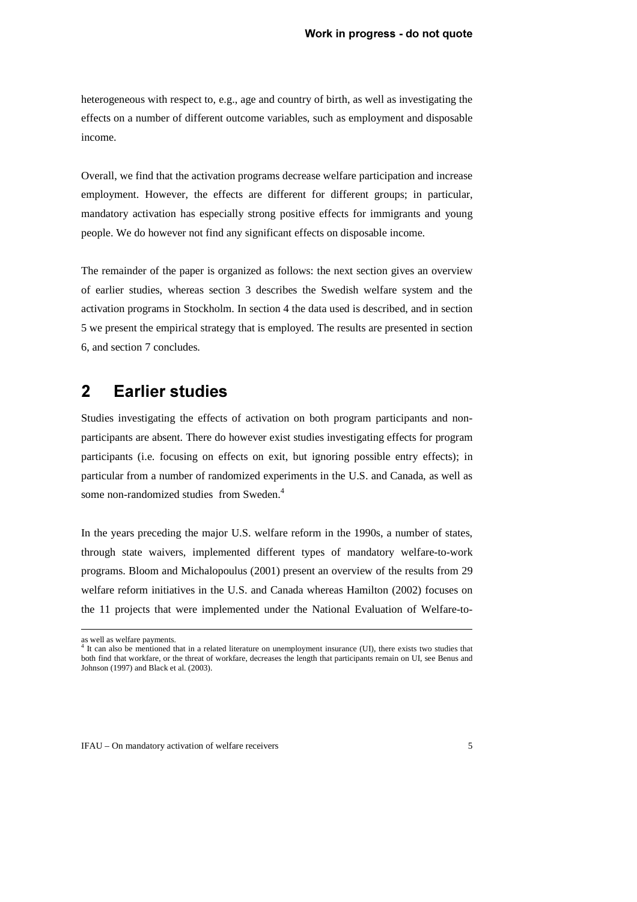heterogeneous with respect to, e.g., age and country of birth, as well as investigating the effects on a number of different outcome variables, such as employment and disposable income.

Overall, we find that the activation programs decrease welfare participation and increase employment. However, the effects are different for different groups; in particular, mandatory activation has especially strong positive effects for immigrants and young people. We do however not find any significant effects on disposable income.

The remainder of the paper is organized as follows: the next section gives an overview of earlier studies, whereas section 3 describes the Swedish welfare system and the activation programs in Stockholm. In section 4 the data used is described, and in section 5 we present the empirical strategy that is employed. The results are presented in section 6, and section 7 concludes.

## 2 Earlier studies

Studies investigating the effects of activation on both program participants and non-participants are absent. There do however exist studies investigating effects for program participants (i.e. focusing on effects on exit, but ignoring possible entry effects); in particular from a number of randomized experiments in the U.S. and Canada, as well as some non-randomized studies from Sweden.[4]

In the years preceding the major U.S. welfare reform in the 1990s, a number of states, through state waivers, implemented different types of mandatory welfare-to-work programs. Bloom and Michalopoulus (2001) present an overview of the results from 29 welfare reform initiatives in the U.S. and Canada whereas Hamilton (2002) focuses on the 11 projects that were implemented under the National Evaluation of Welfare-to-

---

as well as welfare payments.

[4] It can also be mentioned that in a related literature on unemployment insurance (UI), there exists two studies that both find that workfare, or the threat of workfare, decreases the length that participants remain on UI, see Benus and Johnson (1997) and Black et al. (2003).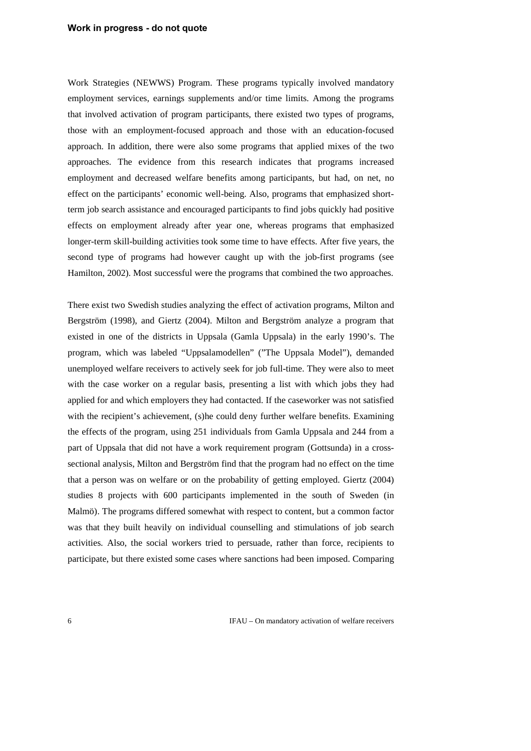Work Strategies (NEWWS) Program. These programs typically involved mandatory employment services, earnings supplements and/or time limits. Among the programs that involved activation of program participants, there existed two types of programs, those with an employment-focused approach and those with an education-focused approach. In addition, there were also some programs that applied mixes of the two approaches. The evidence from this research indicates that programs increased employment and decreased welfare benefits among participants, but had, on net, no effect on the participants' economic well-being. Also, programs that emphasized short-term job search assistance and encouraged participants to find jobs quickly had positive effects on employment already after year one, whereas programs that emphasized longer-term skill-building activities took some time to have effects. After five years, the second type of programs had however caught up with the job-first programs (see Hamilton, 2002). Most successful were the programs that combined the two approaches.

There exist two Swedish studies analyzing the effect of activation programs, Milton and Bergström (1998), and Giertz (2004). Milton and Bergström analyze a program that existed in one of the districts in Uppsala (Gamla Uppsala) in the early 1990's. The program, which was labeled "Uppsalamodellen" ("The Uppsala Model"), demanded unemployed welfare receivers to actively seek for job full-time. They were also to meet with the case worker on a regular basis, presenting a list with which jobs they had applied for and which employers they had contacted. If the caseworker was not satisfied with the recipient's achievement, (s)he could deny further welfare benefits. Examining the effects of the program, using 251 individuals from Gamla Uppsala and 244 from a part of Uppsala that did not have a work requirement program (Gottsunda) in a cross-sectional analysis, Milton and Bergström find that the program had no effect on the time that a person was on welfare or on the probability of getting employed. Giertz (2004) studies 8 projects with 600 participants implemented in the south of Sweden (in Malmö). The programs differed somewhat with respect to content, but a common factor was that they built heavily on individual counselling and stimulations of job search activities. Also, the social workers tried to persuade, rather than force, recipients to participate, but there existed some cases where sanctions had been imposed. Comparing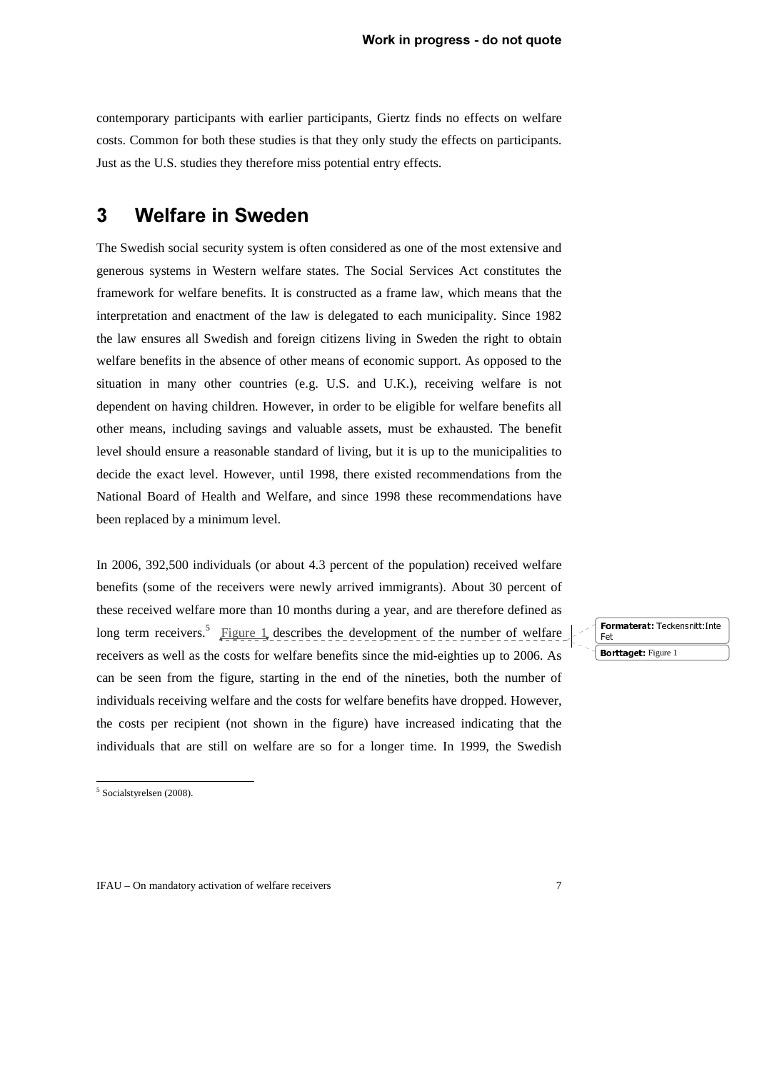contemporary participants with earlier participants, Giertz finds no effects on welfare costs. Common for both these studies is that they only study the effects on participants. Just as the U.S. studies they therefore miss potential entry effects.

# 3 Welfare in Sweden

The Swedish social security system is often considered as one of the most extensive and generous systems in Western welfare states. The Social Services Act constitutes the framework for welfare benefits. It is constructed as a frame law, which means that the interpretation and enactment of the law is delegated to each municipality. Since 1982 the law ensures all Swedish and foreign citizens living in Sweden the right to obtain welfare benefits in the absence of other means of economic support. As opposed to the situation in many other countries (e.g. U.S. and U.K.), receiving welfare is not dependent on having children. However, in order to be eligible for welfare benefits all other means, including savings and valuable assets, must be exhausted. The benefit level should ensure a reasonable standard of living, but it is up to the municipalities to decide the exact level. However, until 1998, there existed recommendations from the National Board of Health and Welfare, and since 1998 these recommendations have been replaced by a minimum level.

In 2006, 392,500 individuals (or about 4.3 percent of the population) received welfare benefits (some of the receivers were newly arrived immigrants). About 30 percent of these received welfare more than 10 months during a year, and are therefore defined as long term receivers.[5] Figure 1 describes the development of the number of welfare receivers as well as the costs for welfare benefits since the mid-eighties up to 2006. As can be seen from the figure, starting in the end of the nineties, both the number of individuals receiving welfare and the costs for welfare benefits have dropped. However, the costs per recipient (not shown in the figure) have increased indicating that the individuals that are still on welfare are so for a longer time. In 1999, the Swedish

**Formaterat:** Teckensnitt:Inte Fet

**Borttaget:** Figure 1

[5] Socialstyrelsen (2008).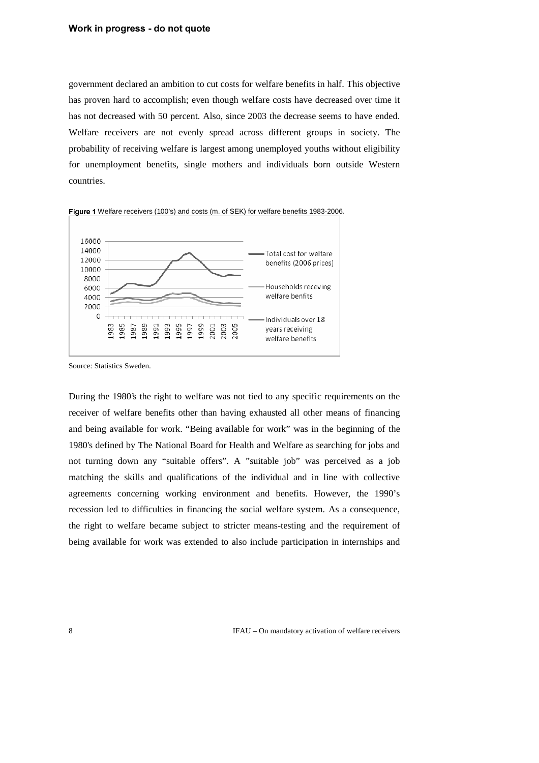government declared an ambition to cut costs for welfare benefits in half. This objective has proven hard to accomplish; even though welfare costs have decreased over time it has not decreased with 50 percent. Also, since 2003 the decrease seems to have ended. Welfare receivers are not evenly spread across different groups in society. The probability of receiving welfare is largest among unemployed youths without eligibility for unemployment benefits, single mothers and individuals born outside Western countries.

**Figure 1** Welfare receivers (100's) and costs (m. of SEK) for welfare benefits 1983-2006.

Source: Statistics Sweden.

During the 1980's the right to welfare was not tied to any specific requirements on the receiver of welfare benefits other than having exhausted all other means of financing and being available for work. "Being available for work" was in the beginning of the 1980's defined by The National Board for Health and Welfare as searching for jobs and not turning down any "suitable offers". A "suitable job" was perceived as a job matching the skills and qualifications of the individual and in line with collective agreements concerning working environment and benefits. However, the 1990's recession led to difficulties in financing the social welfare system. As a consequence, the right to welfare became subject to stricter means-testing and the requirement of being available for work was extended to also include participation in internships and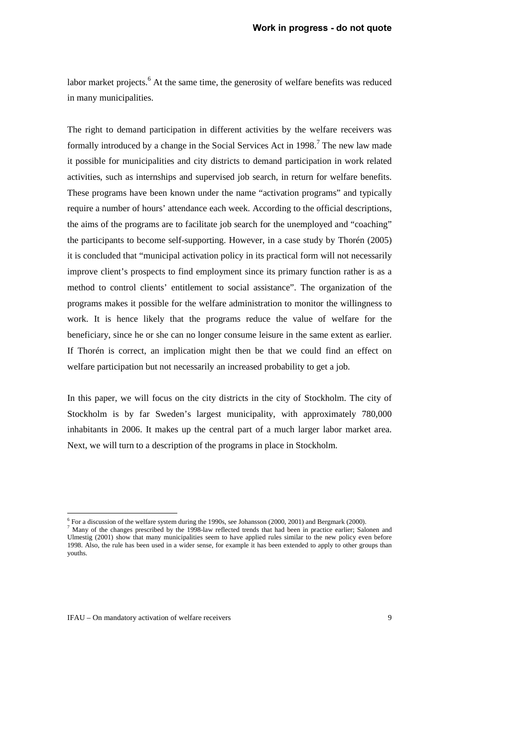labor market projects.[6] At the same time, the generosity of welfare benefits was reduced in many municipalities.

The right to demand participation in different activities by the welfare receivers was formally introduced by a change in the Social Services Act in 1998.[7] The new law made it possible for municipalities and city districts to demand participation in work related activities, such as internships and supervised job search, in return for welfare benefits. These programs have been known under the name "activation programs" and typically require a number of hours' attendance each week. According to the official descriptions, the aims of the programs are to facilitate job search for the unemployed and "coaching" the participants to become self-supporting. However, in a case study by Thorén (2005) it is concluded that "municipal activation policy in its practical form will not necessarily improve client's prospects to find employment since its primary function rather is as a method to control clients' entitlement to social assistance". The organization of the programs makes it possible for the welfare administration to monitor the willingness to work. It is hence likely that the programs reduce the value of welfare for the beneficiary, since he or she can no longer consume leisure in the same extent as earlier. If Thorén is correct, an implication might then be that we could find an effect on welfare participation but not necessarily an increased probability to get a job.

In this paper, we will focus on the city districts in the city of Stockholm. The city of Stockholm is by far Sweden's largest municipality, with approximately 780,000 inhabitants in 2006. It makes up the central part of a much larger labor market area. Next, we will turn to a description of the programs in place in Stockholm.

---

[6] For a discussion of the welfare system during the 1990s, see Johansson (2000, 2001) and Bergmark (2000).

[7] Many of the changes prescribed by the 1998-law reflected trends that had been in practice earlier; Salonen and Ulmestig (2001) show that many municipalities seem to have applied rules similar to the new policy even before 1998. Also, the rule has been used in a wider sense, for example it has been extended to apply to other groups than youths.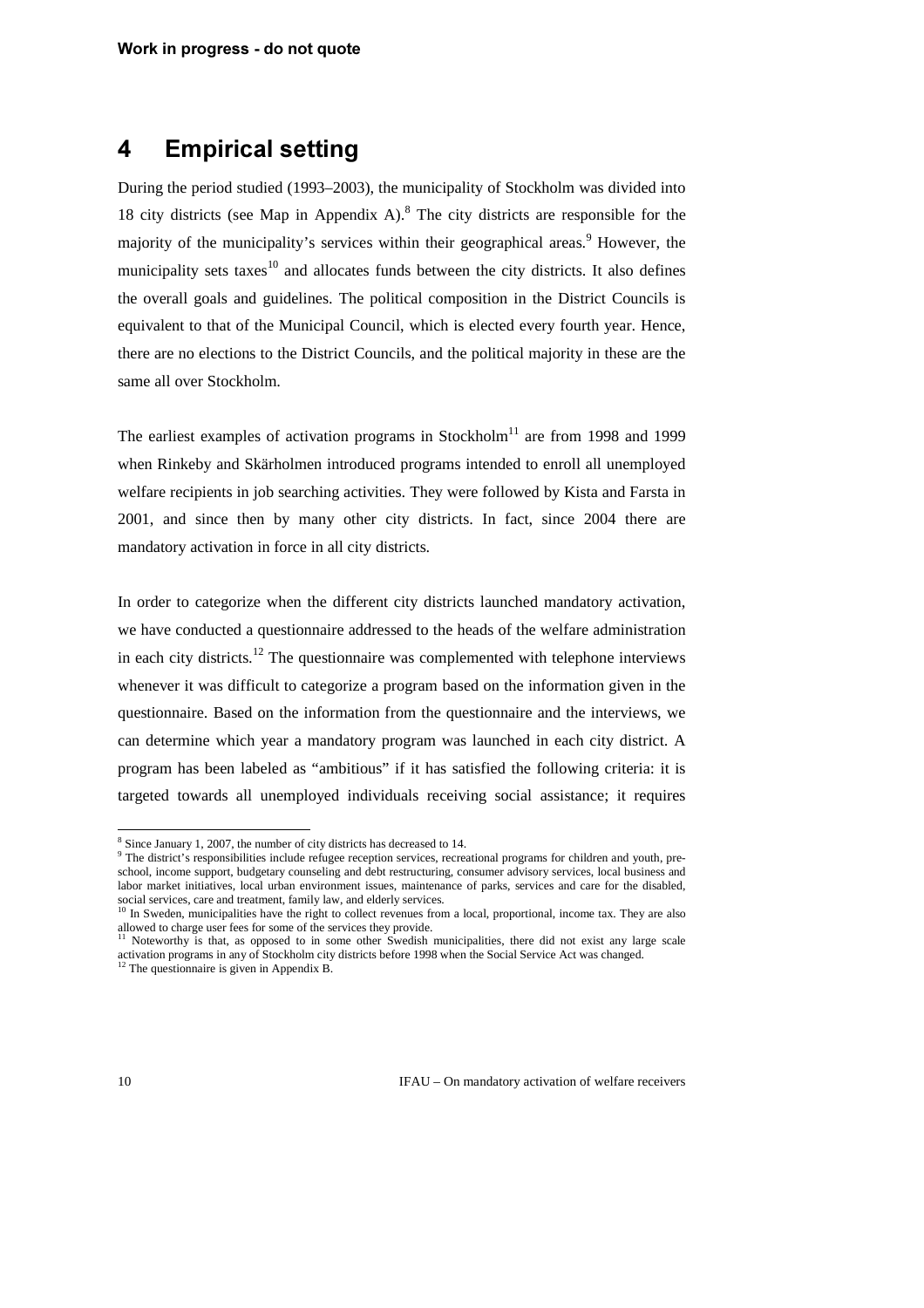# 4 Empirical setting

During the period studied (1993–2003), the municipality of Stockholm was divided into 18 city districts (see Map in Appendix A).[8] The city districts are responsible for the majority of the municipality's services within their geographical areas.[9] However, the municipality sets taxes[10] and allocates funds between the city districts. It also defines the overall goals and guidelines. The political composition in the District Councils is equivalent to that of the Municipal Council, which is elected every fourth year. Hence, there are no elections to the District Councils, and the political majority in these are the same all over Stockholm.

The earliest examples of activation programs in Stockholm[11] are from 1998 and 1999 when Rinkeby and Skärholmen introduced programs intended to enroll all unemployed welfare recipients in job searching activities. They were followed by Kista and Farsta in 2001, and since then by many other city districts. In fact, since 2004 there are mandatory activation in force in all city districts.

In order to categorize when the different city districts launched mandatory activation, we have conducted a questionnaire addressed to the heads of the welfare administration in each city districts.[12] The questionnaire was complemented with telephone interviews whenever it was difficult to categorize a program based on the information given in the questionnaire. Based on the information from the questionnaire and the interviews, we can determine which year a mandatory program was launched in each city district. A program has been labeled as "ambitious" if it has satisfied the following criteria: it is targeted towards all unemployed individuals receiving social assistance; it requires

---

[8] Since January 1, 2007, the number of city districts has decreased to 14.

[9] The district's responsibilities include refugee reception services, recreational programs for children and youth, pre-school, income support, budgetary counseling and debt restructuring, consumer advisory services, local business and labor market initiatives, local urban environment issues, maintenance of parks, services and care for the disabled, social services, care and treatment, family law, and elderly services.

[10] In Sweden, municipalities have the right to collect revenues from a local, proportional, income tax. They are also allowed to charge user fees for some of the services they provide.

[11] Noteworthy is that, as opposed to in some other Swedish municipalities, there did not exist any large scale activation programs in any of Stockholm city districts before 1998 when the Social Service Act was changed.

[12] The questionnaire is given in Appendix B.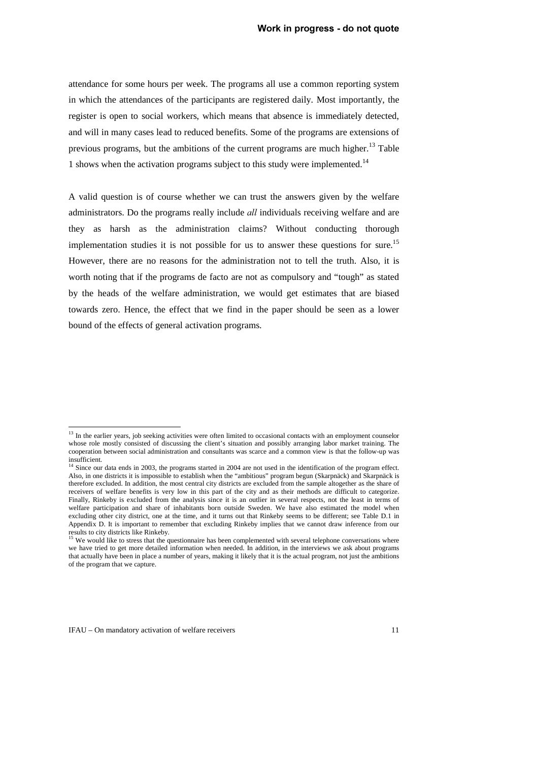attendance for some hours per week. The programs all use a common reporting system in which the attendances of the participants are registered daily. Most importantly, the register is open to social workers, which means that absence is immediately detected, and will in many cases lead to reduced benefits. Some of the programs are extensions of previous programs, but the ambitions of the current programs are much higher.[13] Table 1 shows when the activation programs subject to this study were implemented.[14]

A valid question is of course whether we can trust the answers given by the welfare administrators. Do the programs really include *all* individuals receiving welfare and are they as harsh as the administration claims? Without conducting thorough implementation studies it is not possible for us to answer these questions for sure.[15] However, there are no reasons for the administration not to tell the truth. Also, it is worth noting that if the programs de facto are not as compulsory and "tough" as stated by the heads of the welfare administration, we would get estimates that are biased towards zero. Hence, the effect that we find in the paper should be seen as a lower bound of the effects of general activation programs.

[13] In the earlier years, job seeking activities were often limited to occasional contacts with an employment counselor whose role mostly consisted of discussing the client's situation and possibly arranging labor market training. The cooperation between social administration and consultants was scarce and a common view is that the follow-up was insufficient.

[14] Since our data ends in 2003, the programs started in 2004 are not used in the identification of the program effect. Also, in one districts it is impossible to establish when the "ambitious" program begun (Skarpnäck) and Skarpnäck is therefore excluded. In addition, the most central city districts are excluded from the sample altogether as the share of receivers of welfare benefits is very low in this part of the city and as their methods are difficult to categorize. Finally, Rinkeby is excluded from the analysis since it is an outlier in several respects, not the least in terms of welfare participation and share of inhabitants born outside Sweden. We have also estimated the model when excluding other city district, one at the time, and it turns out that Rinkeby seems to be different; see Table D.1 in Appendix D. It is important to remember that excluding Rinkeby implies that we cannot draw inference from our results to city districts like Rinkeby.

[15] We would like to stress that the questionnaire has been complemented with several telephone conversations where we have tried to get more detailed information when needed. In addition, in the interviews we ask about programs that actually have been in place a number of years, making it likely that it is the actual program, not just the ambitions of the program that we capture.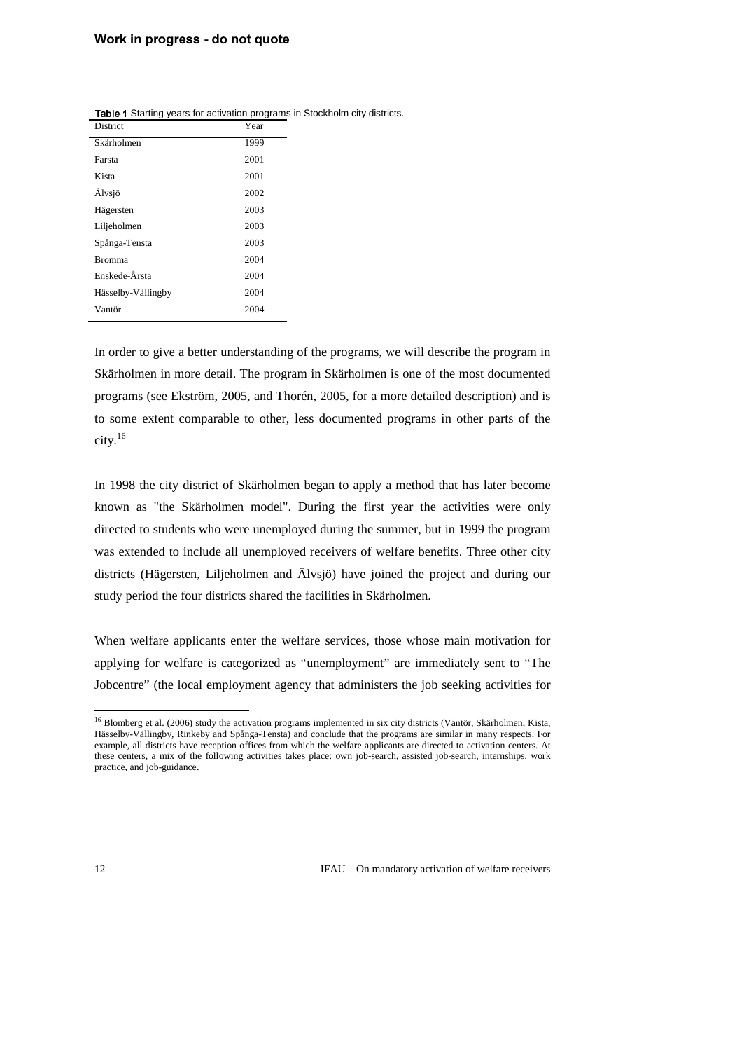**Table 1** Starting years for activation programs in Stockholm city districts.

| District | Year |
|---|---|
| Skärholmen | 1999 |
| Farsta | 2001 |
| Kista | 2001 |
| Älvsjö | 2002 |
| Hägersten | 2003 |
| Liljeholmen | 2003 |
| Spånga-Tensta | 2003 |
| Bromma | 2004 |
| Enskede-Årsta | 2004 |
| Hässelby-Vällingby | 2004 |
| Vantör | 2004 |

In order to give a better understanding of the programs, we will describe the program in Skärholmen in more detail. The program in Skärholmen is one of the most documented programs (see Ekström, 2005, and Thorén, 2005, for a more detailed description) and is to some extent comparable to other, less documented programs in other parts of the city.[16]

In 1998 the city district of Skärholmen began to apply a method that has later become known as "the Skärholmen model". During the first year the activities were only directed to students who were unemployed during the summer, but in 1999 the program was extended to include all unemployed receivers of welfare benefits. Three other city districts (Hägersten, Liljeholmen and Älvsjö) have joined the project and during our study period the four districts shared the facilities in Skärholmen.

When welfare applicants enter the welfare services, those whose main motivation for applying for welfare is categorized as "unemployment" are immediately sent to "The Jobcentre" (the local employment agency that administers the job seeking activities for

[16] Blomberg et al. (2006) study the activation programs implemented in six city districts (Vantör, Skärholmen, Kista, Hässelby-Vällingby, Rinkeby and Spånga-Tensta) and conclude that the programs are similar in many respects. For example, all districts have reception offices from which the welfare applicants are directed to activation centers. At these centers, a mix of the following activities takes place: own job-search, assisted job-search, internships, work practice, and job-guidance.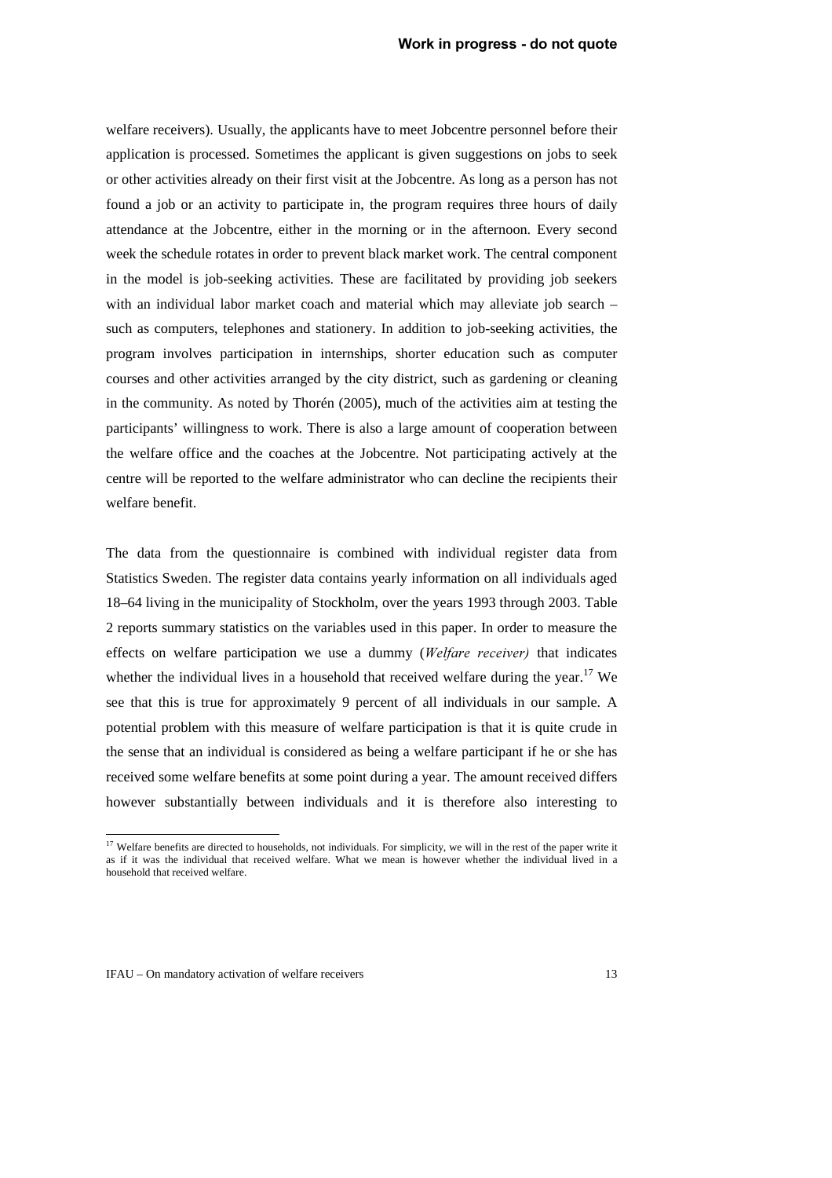welfare receivers). Usually, the applicants have to meet Jobcentre personnel before their application is processed. Sometimes the applicant is given suggestions on jobs to seek or other activities already on their first visit at the Jobcentre. As long as a person has not found a job or an activity to participate in, the program requires three hours of daily attendance at the Jobcentre, either in the morning or in the afternoon. Every second week the schedule rotates in order to prevent black market work. The central component in the model is job-seeking activities. These are facilitated by providing job seekers with an individual labor market coach and material which may alleviate job search – such as computers, telephones and stationery. In addition to job-seeking activities, the program involves participation in internships, shorter education such as computer courses and other activities arranged by the city district, such as gardening or cleaning in the community. As noted by Thorén (2005), much of the activities aim at testing the participants' willingness to work. There is also a large amount of cooperation between the welfare office and the coaches at the Jobcentre. Not participating actively at the centre will be reported to the welfare administrator who can decline the recipients their welfare benefit.

The data from the questionnaire is combined with individual register data from Statistics Sweden. The register data contains yearly information on all individuals aged 18–64 living in the municipality of Stockholm, over the years 1993 through 2003. Table 2 reports summary statistics on the variables used in this paper. In order to measure the effects on welfare participation we use a dummy (*Welfare receiver)* that indicates whether the individual lives in a household that received welfare during the year.[17] We see that this is true for approximately 9 percent of all individuals in our sample. A potential problem with this measure of welfare participation is that it is quite crude in the sense that an individual is considered as being a welfare participant if he or she has received some welfare benefits at some point during a year. The amount received differs however substantially between individuals and it is therefore also interesting to

[17] Welfare benefits are directed to households, not individuals. For simplicity, we will in the rest of the paper write it as if it was the individual that received welfare. What we mean is however whether the individual lived in a household that received welfare.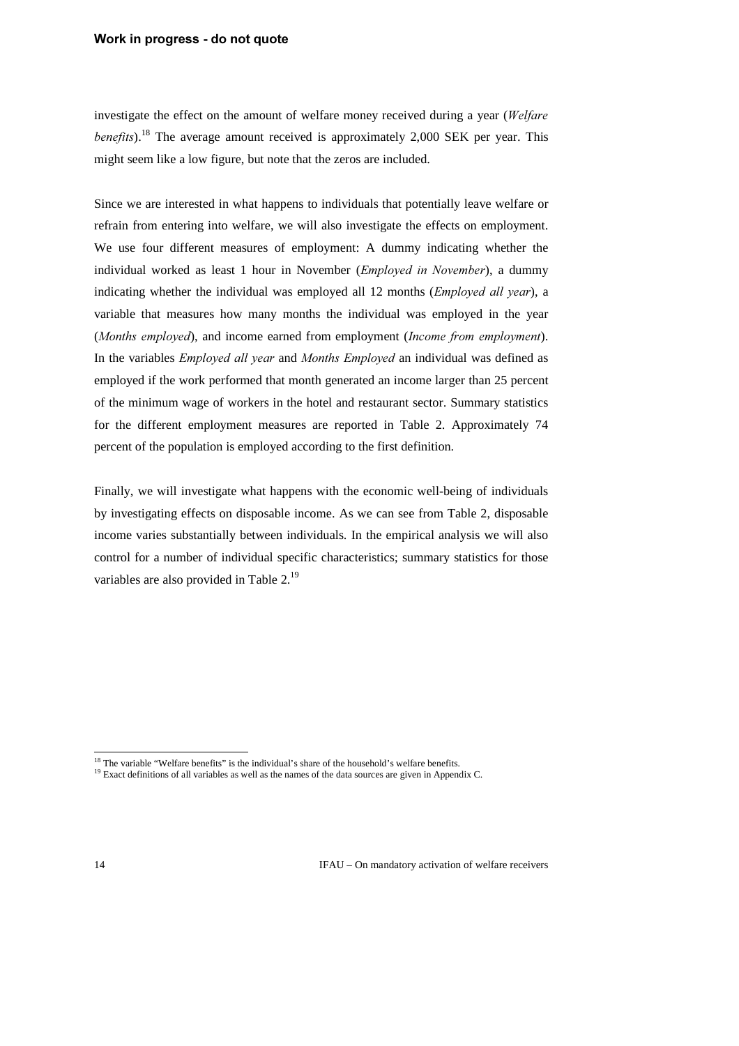investigate the effect on the amount of welfare money received during a year (*Welfare benefits*).[18] The average amount received is approximately 2,000 SEK per year. This might seem like a low figure, but note that the zeros are included.

Since we are interested in what happens to individuals that potentially leave welfare or refrain from entering into welfare, we will also investigate the effects on employment. We use four different measures of employment: A dummy indicating whether the individual worked as least 1 hour in November (*Employed in November*), a dummy indicating whether the individual was employed all 12 months (*Employed all year*), a variable that measures how many months the individual was employed in the year (*Months employed*), and income earned from employment (*Income from employment*). In the variables *Employed all year* and *Months Employed* an individual was defined as employed if the work performed that month generated an income larger than 25 percent of the minimum wage of workers in the hotel and restaurant sector. Summary statistics for the different employment measures are reported in Table 2. Approximately 74 percent of the population is employed according to the first definition.

Finally, we will investigate what happens with the economic well-being of individuals by investigating effects on disposable income. As we can see from Table 2, disposable income varies substantially between individuals. In the empirical analysis we will also control for a number of individual specific characteristics; summary statistics for those variables are also provided in Table 2.[19]

---

[18] The variable "Welfare benefits" is the individual's share of the household's welfare benefits.

[19] Exact definitions of all variables as well as the names of the data sources are given in Appendix C.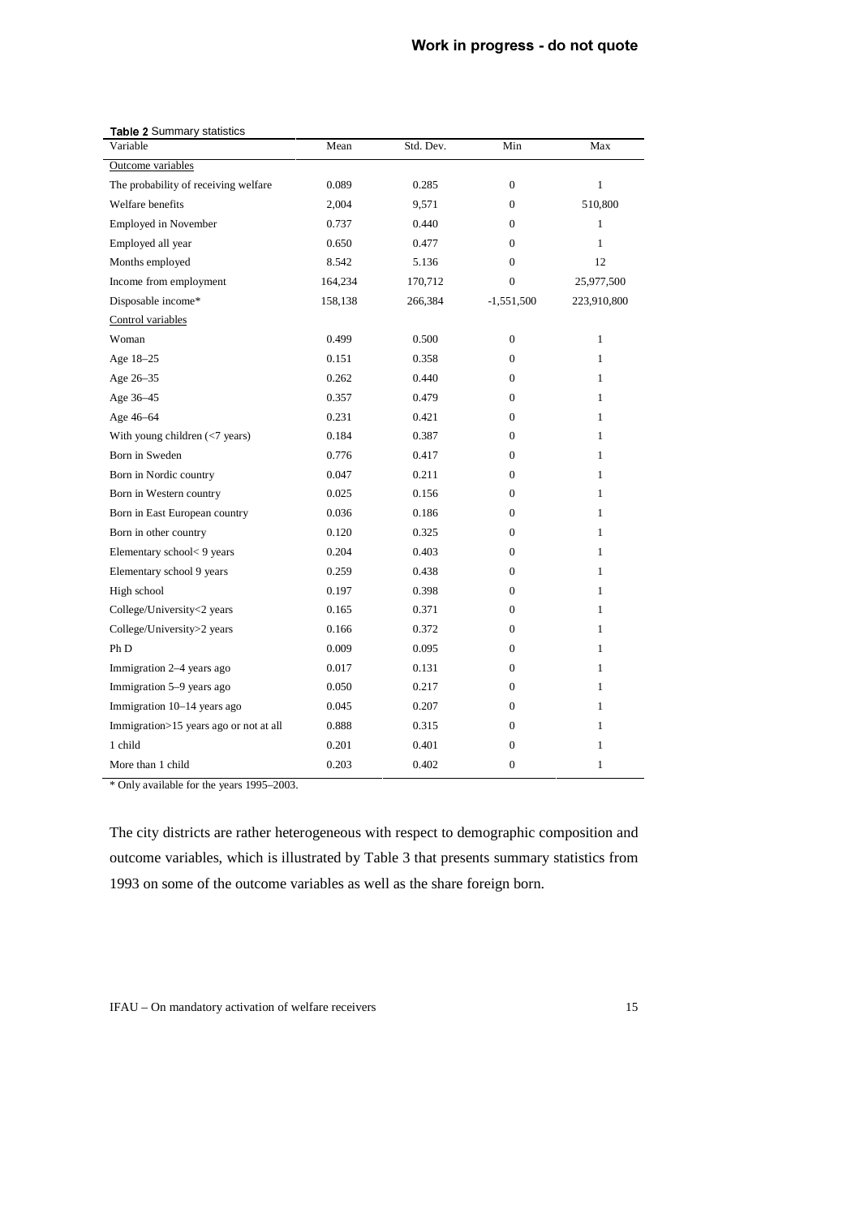**Table 2** Summary statistics

| Variable | Mean | Std. Dev. | Min | Max |
|---|---|---|---|---|
| Outcome variables | | | | |
| The probability of receiving welfare | 0.089 | 0.285 | 0 | 1 |
| Welfare benefits | 2,004 | 9,571 | 0 | 510,800 |
| Employed in November | 0.737 | 0.440 | 0 | 1 |
| Employed all year | 0.650 | 0.477 | 0 | 1 |
| Months employed | 8.542 | 5.136 | 0 | 12 |
| Income from employment | 164,234 | 170,712 | 0 | 25,977,500 |
| Disposable income* | 158,138 | 266,384 | -1,551,500 | 223,910,800 |
| Control variables | | | | |
| Woman | 0.499 | 0.500 | 0 | 1 |
| Age 18–25 | 0.151 | 0.358 | 0 | 1 |
| Age 26–35 | 0.262 | 0.440 | 0 | 1 |
| Age 36–45 | 0.357 | 0.479 | 0 | 1 |
| Age 46–64 | 0.231 | 0.421 | 0 | 1 |
| With young children (<7 years) | 0.184 | 0.387 | 0 | 1 |
| Born in Sweden | 0.776 | 0.417 | 0 | 1 |
| Born in Nordic country | 0.047 | 0.211 | 0 | 1 |
| Born in Western country | 0.025 | 0.156 | 0 | 1 |
| Born in East European country | 0.036 | 0.186 | 0 | 1 |
| Born in other country | 0.120 | 0.325 | 0 | 1 |
| Elementary school< 9 years | 0.204 | 0.403 | 0 | 1 |
| Elementary school 9 years | 0.259 | 0.438 | 0 | 1 |
| High school | 0.197 | 0.398 | 0 | 1 |
| College/University<2 years | 0.165 | 0.371 | 0 | 1 |
| College/University>2 years | 0.166 | 0.372 | 0 | 1 |
| Ph D | 0.009 | 0.095 | 0 | 1 |
| Immigration 2–4 years ago | 0.017 | 0.131 | 0 | 1 |
| Immigration 5–9 years ago | 0.050 | 0.217 | 0 | 1 |
| Immigration 10–14 years ago | 0.045 | 0.207 | 0 | 1 |
| Immigration>15 years ago or not at all | 0.888 | 0.315 | 0 | 1 |
| 1 child | 0.201 | 0.401 | 0 | 1 |
| More than 1 child | 0.203 | 0.402 | 0 | 1 |

\* Only available for the years 1995–2003.

The city districts are rather heterogeneous with respect to demographic composition and outcome variables, which is illustrated by Table 3 that presents summary statistics from 1993 on some of the outcome variables as well as the share foreign born.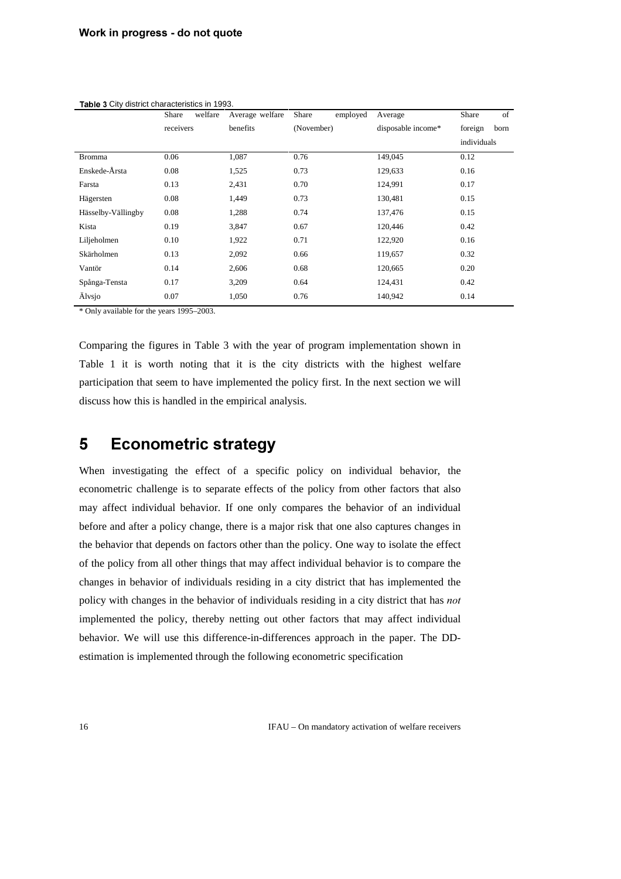Table 3 City district characteristics in 1993.

| | Share welfare receivers | Average welfare benefits | Share employed (November) | Average disposable income* | Share of foreign born individuals |
|---|---|---|---|---|---|
| Bromma | 0.06 | 1,087 | 0.76 | 149,045 | 0.12 |
| Enskede-Årsta | 0.08 | 1,525 | 0.73 | 129,633 | 0.16 |
| Farsta | 0.13 | 2,431 | 0.70 | 124,991 | 0.17 |
| Hägersten | 0.08 | 1,449 | 0.73 | 130,481 | 0.15 |
| Hässelby-Vällingby | 0.08 | 1,288 | 0.74 | 137,476 | 0.15 |
| Kista | 0.19 | 3,847 | 0.67 | 120,446 | 0.42 |
| Liljeholmen | 0.10 | 1,922 | 0.71 | 122,920 | 0.16 |
| Skärholmen | 0.13 | 2,092 | 0.66 | 119,657 | 0.32 |
| Vantör | 0.14 | 2,606 | 0.68 | 120,665 | 0.20 |
| Spånga-Tensta | 0.17 | 3,209 | 0.64 | 124,431 | 0.42 |
| Älvsjo | 0.07 | 1,050 | 0.76 | 140,942 | 0.14 |

* Only available for the years 1995–2003.

Comparing the figures in Table 3 with the year of program implementation shown in Table 1 it is worth noting that it is the city districts with the highest welfare participation that seem to have implemented the policy first. In the next section we will discuss how this is handled in the empirical analysis.

# 5 Econometric strategy

When investigating the effect of a specific policy on individual behavior, the econometric challenge is to separate effects of the policy from other factors that also may affect individual behavior. If one only compares the behavior of an individual before and after a policy change, there is a major risk that one also captures changes in the behavior that depends on factors other than the policy. One way to isolate the effect of the policy from all other things that may affect individual behavior is to compare the changes in behavior of individuals residing in a city district that has implemented the policy with changes in the behavior of individuals residing in a city district that has *not* implemented the policy, thereby netting out other factors that may affect individual behavior. We will use this difference-in-differences approach in the paper. The DD-estimation is implemented through the following econometric specification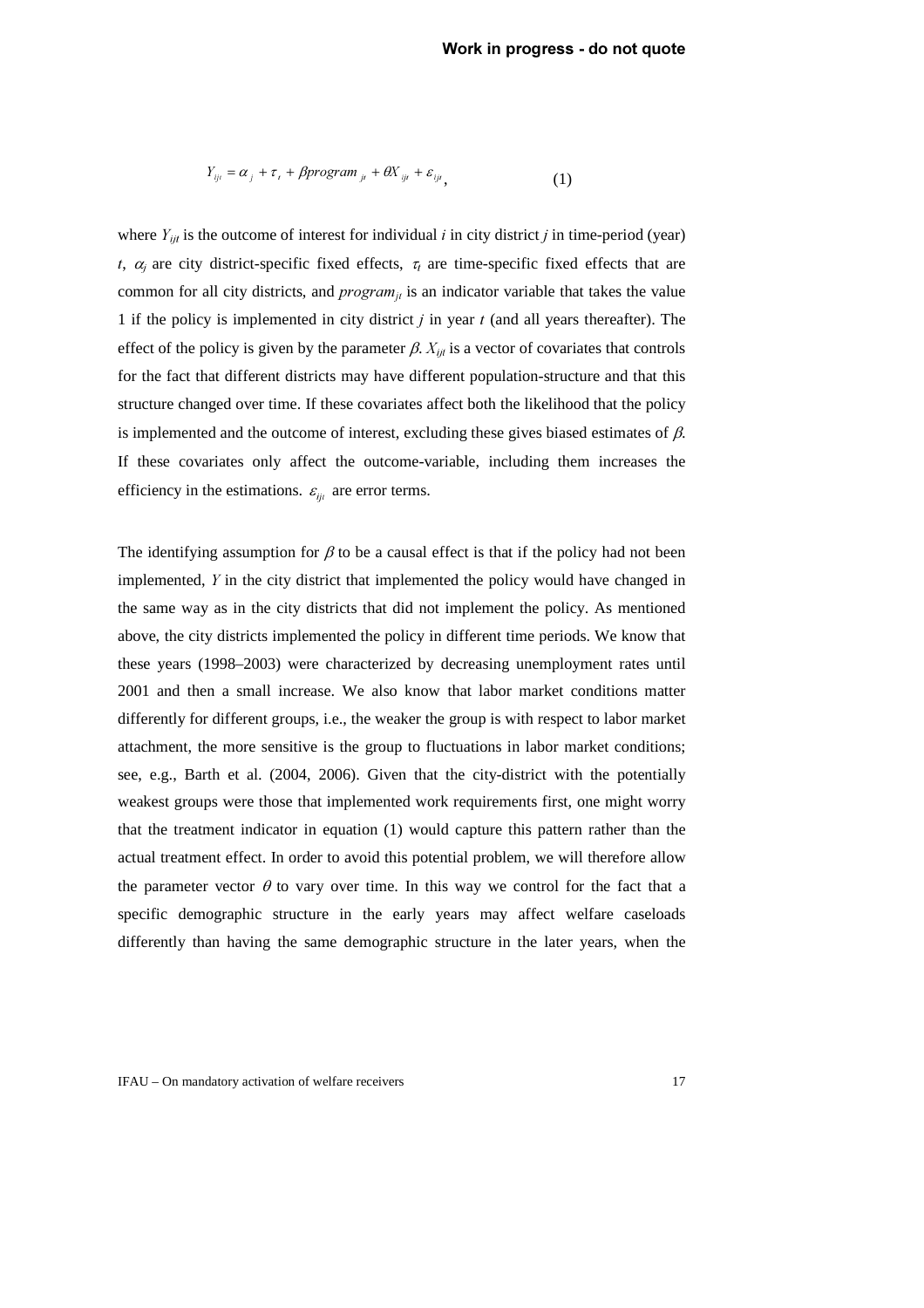$$Y_{ijt} = \alpha_j + \tau_t + \beta program_{jt} + \theta X_{ijt} + \varepsilon_{ijt}, \qquad (1)$$

where $Y_{ijt}$ is the outcome of interest for individual $i$ in city district $j$ in time-period (year) $t$, $\alpha_j$ are city district-specific fixed effects, $\tau_t$ are time-specific fixed effects that are common for all city districts, and $program_{jt}$ is an indicator variable that takes the value 1 if the policy is implemented in city district $j$ in year $t$ (and all years thereafter). The effect of the policy is given by the parameter $\beta$. $X_{ijt}$ is a vector of covariates that controls for the fact that different districts may have different population-structure and that this structure changed over time. If these covariates affect both the likelihood that the policy is implemented and the outcome of interest, excluding these gives biased estimates of $\beta$. If these covariates only affect the outcome-variable, including them increases the efficiency in the estimations. $\varepsilon_{ijt}$ are error terms.

The identifying assumption for $\beta$ to be a causal effect is that if the policy had not been implemented, $Y$ in the city district that implemented the policy would have changed in the same way as in the city districts that did not implement the policy. As mentioned above, the city districts implemented the policy in different time periods. We know that these years (1998–2003) were characterized by decreasing unemployment rates until 2001 and then a small increase. We also know that labor market conditions matter differently for different groups, i.e., the weaker the group is with respect to labor market attachment, the more sensitive is the group to fluctuations in labor market conditions; see, e.g., Barth et al. (2004, 2006). Given that the city-district with the potentially weakest groups were those that implemented work requirements first, one might worry that the treatment indicator in equation (1) would capture this pattern rather than the actual treatment effect. In order to avoid this potential problem, we will therefore allow the parameter vector $\theta$ to vary over time. In this way we control for the fact that a specific demographic structure in the early years may affect welfare caseloads differently than having the same demographic structure in the later years, when the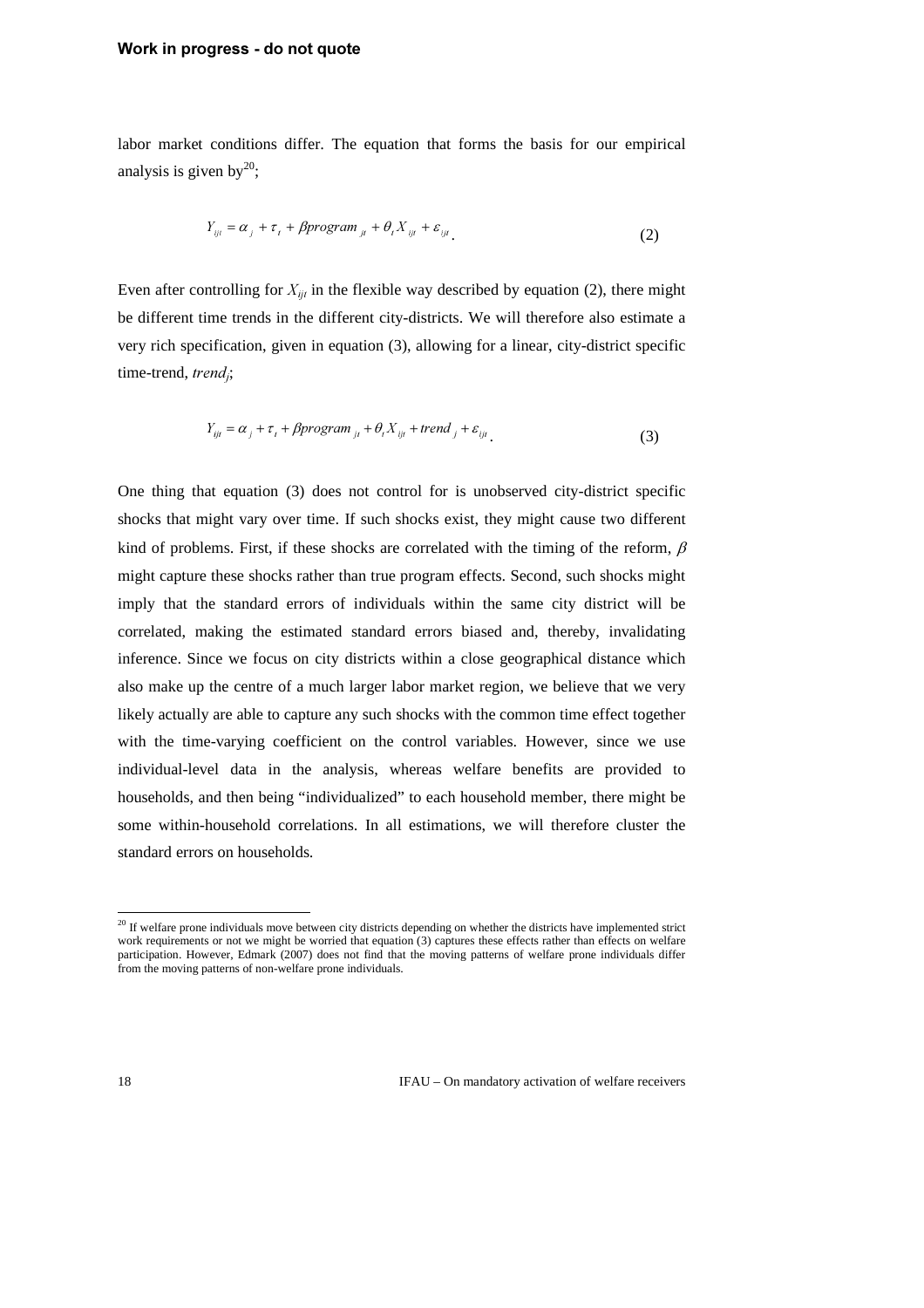labor market conditions differ. The equation that forms the basis for our empirical analysis is given by[20];

$$Y_{ijt} = \alpha_j + \tau_t + \beta program_{jt} + \theta_t X_{ijt} + \varepsilon_{ijt}. \tag{2}$$

Even after controlling for $X_{ijt}$ in the flexible way described by equation (2), there might be different time trends in the different city-districts. We will therefore also estimate a very rich specification, given in equation (3), allowing for a linear, city-district specific time-trend, *trend*$_j$;

$$Y_{ijt} = \alpha_j + \tau_t + \beta program_{jt} + \theta_t X_{ijt} + trend_j + \varepsilon_{ijt}. \tag{3}$$

One thing that equation (3) does not control for is unobserved city-district specific shocks that might vary over time. If such shocks exist, they might cause two different kind of problems. First, if these shocks are correlated with the timing of the reform, $\beta$ might capture these shocks rather than true program effects. Second, such shocks might imply that the standard errors of individuals within the same city district will be correlated, making the estimated standard errors biased and, thereby, invalidating inference. Since we focus on city districts within a close geographical distance which also make up the centre of a much larger labor market region, we believe that we very likely actually are able to capture any such shocks with the common time effect together with the time-varying coefficient on the control variables. However, since we use individual-level data in the analysis, whereas welfare benefits are provided to households, and then being "individualized" to each household member, there might be some within-household correlations. In all estimations, we will therefore cluster the standard errors on households.

[20] If welfare prone individuals move between city districts depending on whether the districts have implemented strict work requirements or not we might be worried that equation (3) captures these effects rather than effects on welfare participation. However, Edmark (2007) does not find that the moving patterns of welfare prone individuals differ from the moving patterns of non-welfare prone individuals.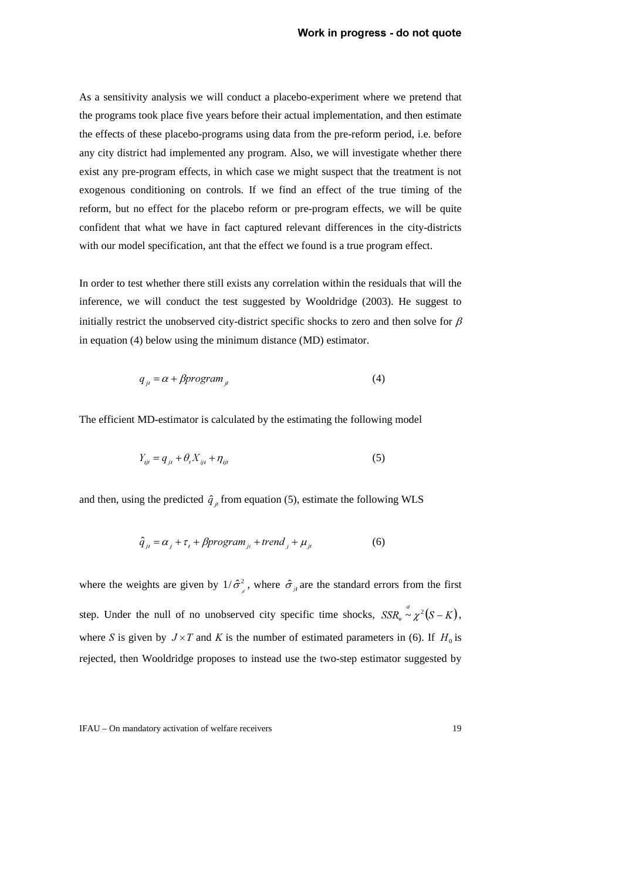As a sensitivity analysis we will conduct a placebo-experiment where we pretend that the programs took place five years before their actual implementation, and then estimate the effects of these placebo-programs using data from the pre-reform period, i.e. before any city district had implemented any program. Also, we will investigate whether there exist any pre-program effects, in which case we might suspect that the treatment is not exogenous conditioning on controls. If we find an effect of the true timing of the reform, but no effect for the placebo reform or pre-program effects, we will be quite confident that what we have in fact captured relevant differences in the city-districts with our model specification, ant that the effect we found is a true program effect.

In order to test whether there still exists any correlation within the residuals that will the inference, we will conduct the test suggested by Wooldridge (2003). He suggest to initially restrict the unobserved city-district specific shocks to zero and then solve for $\beta$ in equation (4) below using the minimum distance (MD) estimator.

$$q_{jt} = \alpha + \beta program_{jt} \tag{4}$$

The efficient MD-estimator is calculated by the estimating the following model

$$Y_{ijt} = q_{jt} + \theta_t X_{ijt} + \eta_{ijt} \tag{5}$$

and then, using the predicted $\hat{q}_{jt}$ from equation (5), estimate the following WLS

$$\hat{q}_{jt} = \alpha_j + \tau_t + \beta program_{jt} + trend_j + \mu_{jt} \tag{6}$$

where the weights are given by $1/\hat{\sigma}^2_{jt}$, where $\hat{\sigma}_{jt}$ are the standard errors from the first step. Under the null of no unobserved city specific time shocks, $SSR_w \overset{a}{\sim} \chi^2(S-K)$, where *S* is given by $J \times T$ and *K* is the number of estimated parameters in (6). If $H_0$ is rejected, then Wooldridge proposes to instead use the two-step estimator suggested by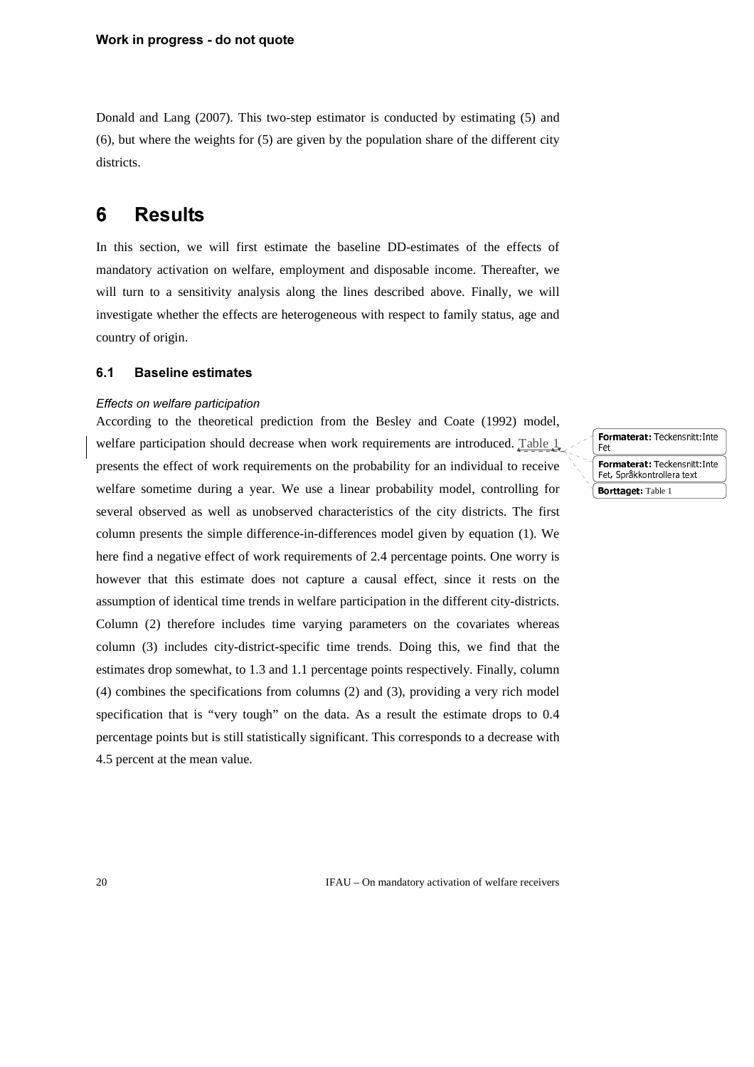Donald and Lang (2007). This two-step estimator is conducted by estimating (5) and (6), but where the weights for (5) are given by the population share of the different city districts.

# 6 Results

In this section, we will first estimate the baseline DD-estimates of the effects of mandatory activation on welfare, employment and disposable income. Thereafter, we will turn to a sensitivity analysis along the lines described above. Finally, we will investigate whether the effects are heterogeneous with respect to family status, age and country of origin.

## 6.1 Baseline estimates

*Effects on welfare participation*

According to the theoretical prediction from the Besley and Coate (1992) model, welfare participation should decrease when work requirements are introduced. Table 1 presents the effect of work requirements on the probability for an individual to receive welfare sometime during a year. We use a linear probability model, controlling for several observed as well as unobserved characteristics of the city districts. The first column presents the simple difference-in-differences model given by equation (1). We here find a negative effect of work requirements of 2.4 percentage points. One worry is however that this estimate does not capture a causal effect, since it rests on the assumption of identical time trends in welfare participation in the different city-districts. Column (2) therefore includes time varying parameters on the covariates whereas column (3) includes city-district-specific time trends. Doing this, we find that the estimates drop somewhat, to 1.3 and 1.1 percentage points respectively. Finally, column (4) combines the specifications from columns (2) and (3), providing a very rich model specification that is "very tough" on the data. As a result the estimate drops to 0.4 percentage points but is still statistically significant. This corresponds to a decrease with 4.5 percent at the mean value.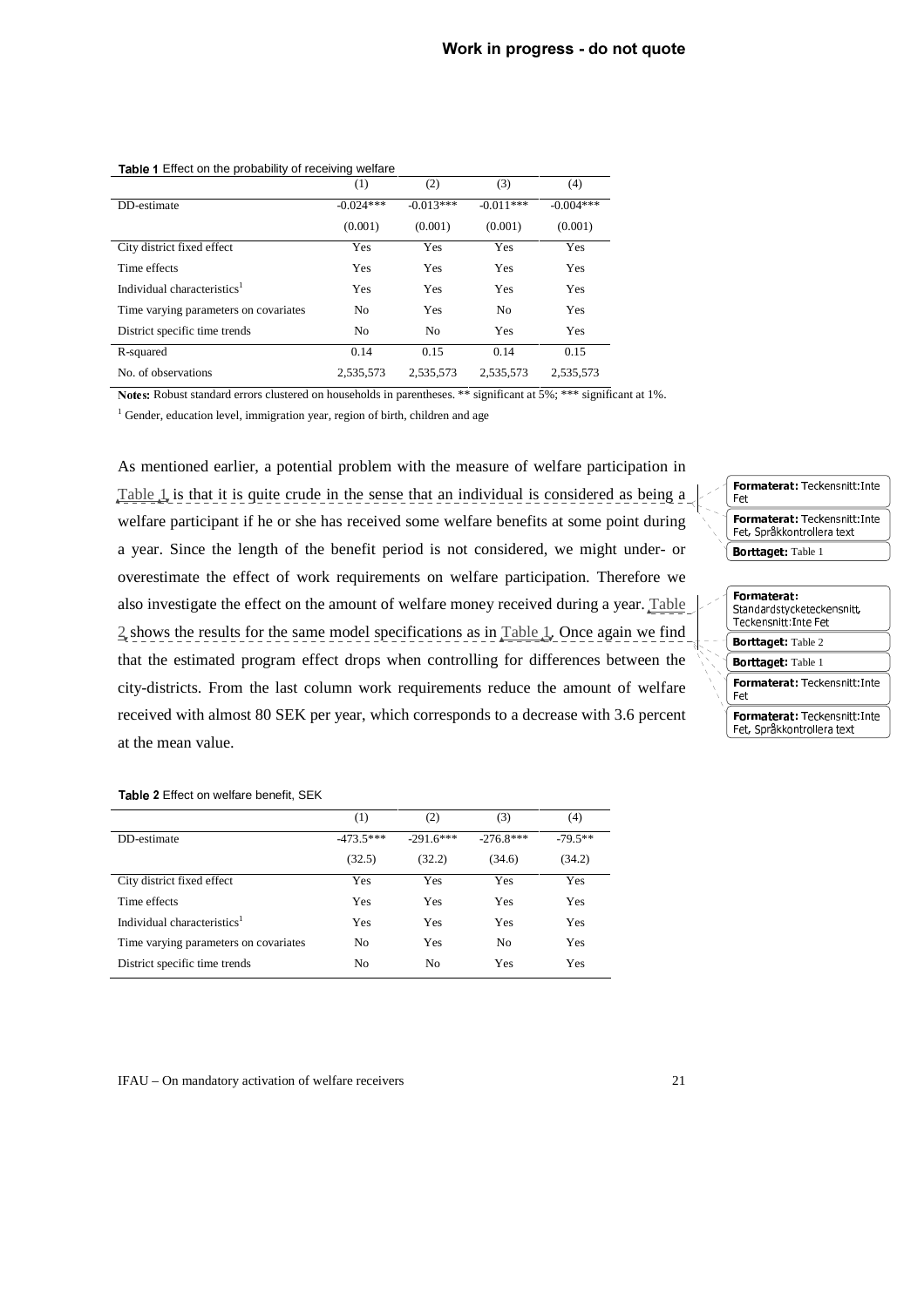**Table 1** Effect on the probability of receiving welfare

| | (1) | (2) | (3) | (4) |
|---|---|---|---|---|
| DD-estimate | -0.024*** | -0.013*** | -0.011*** | -0.004*** |
| | (0.001) | (0.001) | (0.001) | (0.001) |
| City district fixed effect | Yes | Yes | Yes | Yes |
| Time effects | Yes | Yes | Yes | Yes |
| Individual characteristics[1] | Yes | Yes | Yes | Yes |
| Time varying parameters on covariates | No | Yes | No | Yes |
| District specific time trends | No | No | Yes | Yes |
| R-squared | 0.14 | 0.15 | 0.14 | 0.15 |
| No. of observations | 2,535,573 | 2,535,573 | 2,535,573 | 2,535,573 |

**Notes:** Robust standard errors clustered on households in parentheses. ** significant at 5%; *** significant at 1%.

[1] Gender, education level, immigration year, region of birth, children and age

As mentioned earlier, a potential problem with the measure of welfare participation in Table 1 is that it is quite crude in the sense that an individual is considered as being a welfare participant if he or she has received some welfare benefits at some point during a year. Since the length of the benefit period is not considered, we might under- or overestimate the effect of work requirements on welfare participation. Therefore we also investigate the effect on the amount of welfare money received during a year. Table 2 shows the results for the same model specifications as in Table 1. Once again we find that the estimated program effect drops when controlling for differences between the city-districts. From the last column work requirements reduce the amount of welfare received with almost 80 SEK per year, which corresponds to a decrease with 3.6 percent at the mean value.

**Table 2** Effect on welfare benefit, SEK

| | (1) | (2) | (3) | (4) |
|---|---|---|---|---|
| DD-estimate | -473.5*** | -291.6*** | -276.8*** | -79.5** |
| | (32.5) | (32.2) | (34.6) | (34.2) |
| City district fixed effect | Yes | Yes | Yes | Yes |
| Time effects | Yes | Yes | Yes | Yes |
| Individual characteristics[1] | Yes | Yes | Yes | Yes |
| Time varying parameters on covariates | No | Yes | No | Yes |
| District specific time trends | No | No | Yes | Yes |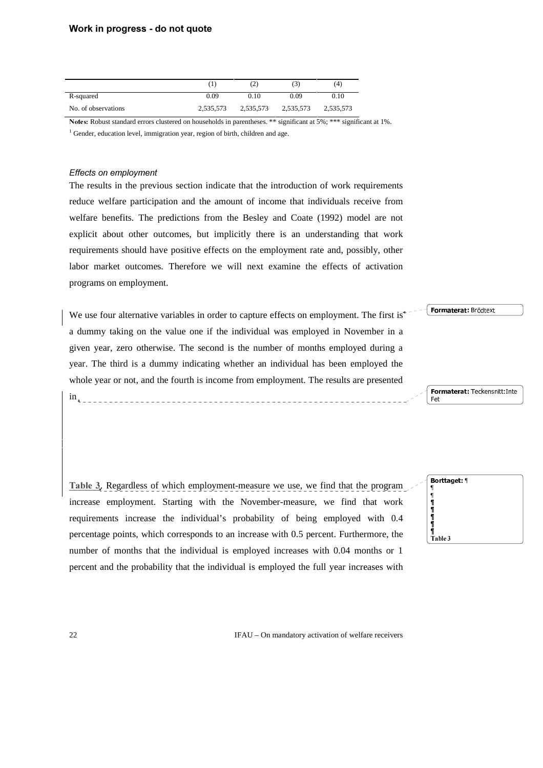|  | (1) | (2) | (3) | (4) |
|---|---|---|---|---|
| R-squared | 0.09 | 0.10 | 0.09 | 0.10 |
| No. of observations | 2,535,573 | 2,535,573 | 2,535,573 | 2,535,573 |

**Notes:** Robust standard errors clustered on households in parentheses. ** significant at 5%; *** significant at 1%.

[1] Gender, education level, immigration year, region of birth, children and age.

*Effects on employment*

The results in the previous section indicate that the introduction of work requirements reduce welfare participation and the amount of income that individuals receive from welfare benefits. The predictions from the Besley and Coate (1992) model are not explicit about other outcomes, but implicitly there is an understanding that work requirements should have positive effects on the employment rate and, possibly, other labor market outcomes. Therefore we will next examine the effects of activation programs on employment.

We use four alternative variables in order to capture effects on employment. The first is a dummy taking on the value one if the individual was employed in November in a given year, zero otherwise. The second is the number of months employed during a year. The third is a dummy indicating whether an individual has been employed the whole year or not, and the fourth is income from employment. The results are presented in

**Table 3**. Regardless of which employment-measure we use, we find that the program increase employment. Starting with the November-measure, we find that work requirements increase the individual's probability of being employed with 0.4 percentage points, which corresponds to an increase with 0.5 percent. Furthermore, the number of months that the individual is employed increases with 0.04 months or 1 percent and the probability that the individual is employed the full year increases with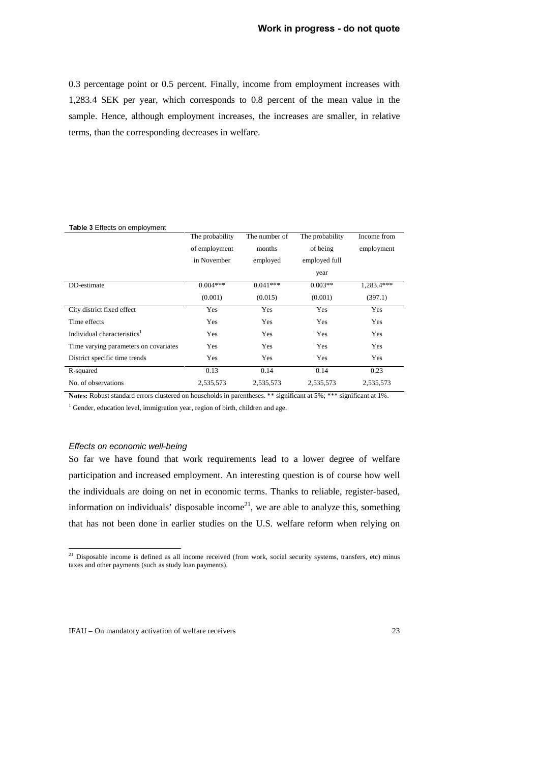0.3 percentage point or 0.5 percent. Finally, income from employment increases with 1,283.4 SEK per year, which corresponds to 0.8 percent of the mean value in the sample. Hence, although employment increases, the increases are smaller, in relative terms, than the corresponding decreases in welfare.

**Table 3** Effects on employment

| | The probability of employment in November | The number of months employed | The probability of being employed full year | Income from employment |
|---|---|---|---|---|
| DD-estimate | 0.004*** | 0.041*** | 0.003** | 1,283.4*** |
| | (0.001) | (0.015) | (0.001) | (397.1) |
| City district fixed effect | Yes | Yes | Yes | Yes |
| Time effects | Yes | Yes | Yes | Yes |
| Individual characteristics[1] | Yes | Yes | Yes | Yes |
| Time varying parameters on covariates | Yes | Yes | Yes | Yes |
| District specific time trends | Yes | Yes | Yes | Yes |
| R-squared | 0.13 | 0.14 | 0.14 | 0.23 |
| No. of observations | 2,535,573 | 2,535,573 | 2,535,573 | 2,535,573 |

**Notes:** Robust standard errors clustered on households in parentheses. ** significant at 5%; *** significant at 1%.

[1] Gender, education level, immigration year, region of birth, children and age.

### *Effects on economic well-being*

So far we have found that work requirements lead to a lower degree of welfare participation and increased employment. An interesting question is of course how well the individuals are doing on net in economic terms. Thanks to reliable, register-based, information on individuals' disposable income[21], we are able to analyze this, something that has not been done in earlier studies on the U.S. welfare reform when relying on

[21] Disposable income is defined as all income received (from work, social security systems, transfers, etc) minus taxes and other payments (such as study loan payments).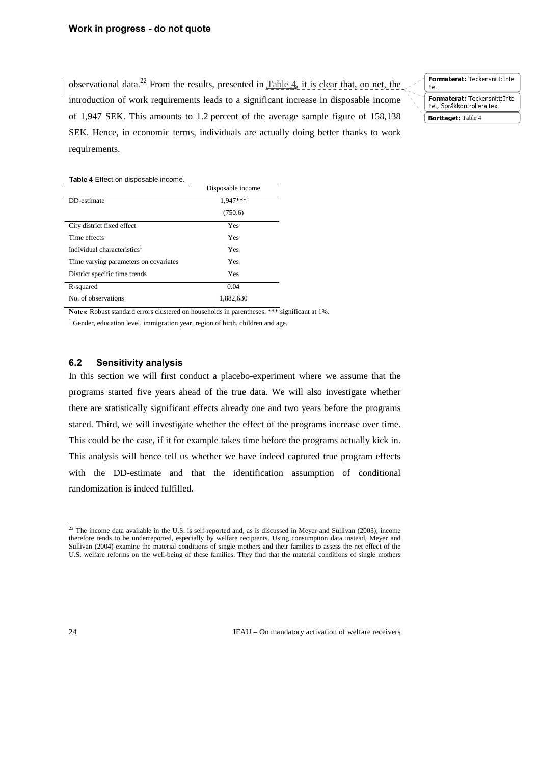observational data.[22] From the results, presented in Table 4, it is clear that, on net, the introduction of work requirements leads to a significant increase in disposable income of 1,947 SEK. This amounts to 1.2 percent of the average sample figure of 158,138 SEK. Hence, in economic terms, individuals are actually doing better thanks to work requirements.

**Table 4** Effect on disposable income.

| | Disposable income |
|---|---|
| DD-estimate | 1,947*** |
| | (750.6) |
| City district fixed effect | Yes |
| Time effects | Yes |
| Individual characteristics[1] | Yes |
| Time varying parameters on covariates | Yes |
| District specific time trends | Yes |
| R-squared | 0.04 |
| No. of observations | 1,882,630 |

**Notes:** Robust standard errors clustered on households in parentheses. *** significant at 1%.

[1] Gender, education level, immigration year, region of birth, children and age.

### 6.2 Sensitivity analysis

In this section we will first conduct a placebo-experiment where we assume that the programs started five years ahead of the true data. We will also investigate whether there are statistically significant effects already one and two years before the programs stared. Third, we will investigate whether the effect of the programs increase over time. This could be the case, if it for example takes time before the programs actually kick in. This analysis will hence tell us whether we have indeed captured true program effects with the DD-estimate and that the identification assumption of conditional randomization is indeed fulfilled.

[22] The income data available in the U.S. is self-reported and, as is discussed in Meyer and Sullivan (2003), income therefore tends to be underreported, especially by welfare recipients. Using consumption data instead, Meyer and Sullivan (2004) examine the material conditions of single mothers and their families to assess the net effect of the U.S. welfare reforms on the well-being of these families. They find that the material conditions of single mothers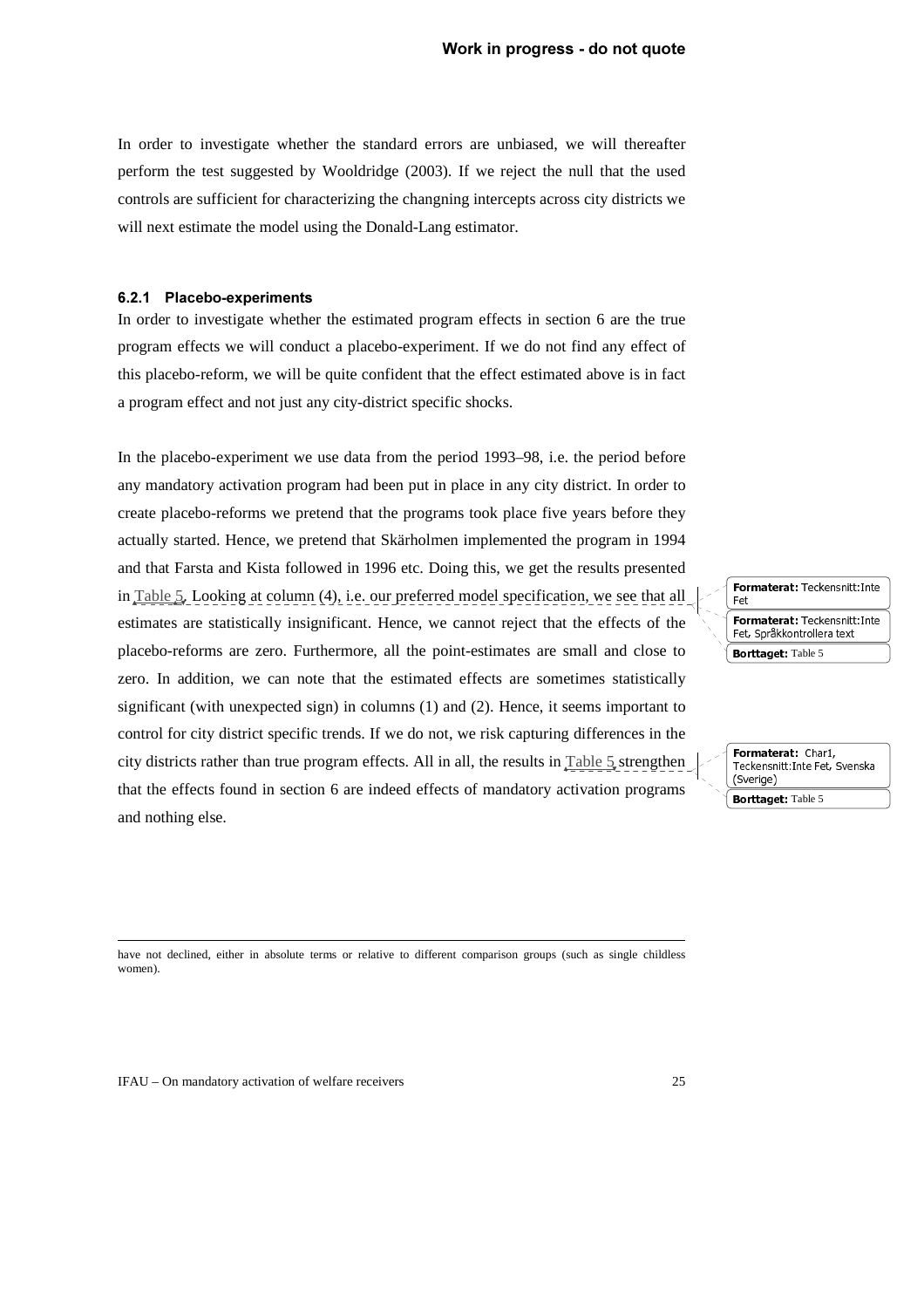In order to investigate whether the standard errors are unbiased, we will thereafter perform the test suggested by Wooldridge (2003). If we reject the null that the used controls are sufficient for characterizing the changning intercepts across city districts we will next estimate the model using the Donald-Lang estimator.

### 6.2.1 Placebo-experiments

In order to investigate whether the estimated program effects in section 6 are the true program effects we will conduct a placebo-experiment. If we do not find any effect of this placebo-reform, we will be quite confident that the effect estimated above is in fact a program effect and not just any city-district specific shocks.

In the placebo-experiment we use data from the period 1993–98, i.e. the period before any mandatory activation program had been put in place in any city district. In order to create placebo-reforms we pretend that the programs took place five years before they actually started. Hence, we pretend that Skärholmen implemented the program in 1994 and that Farsta and Kista followed in 1996 etc. Doing this, we get the results presented in Table 5. Looking at column (4), i.e. our preferred model specification, we see that all estimates are statistically insignificant. Hence, we cannot reject that the effects of the placebo-reforms are zero. Furthermore, all the point-estimates are small and close to zero. In addition, we can note that the estimated effects are sometimes statistically significant (with unexpected sign) in columns (1) and (2). Hence, it seems important to control for city district specific trends. If we do not, we risk capturing differences in the city districts rather than true program effects. All in all, the results in Table 5 strengthen that the effects found in section 6 are indeed effects of mandatory activation programs and nothing else.

have not declined, either in absolute terms or relative to different comparison groups (such as single childless women).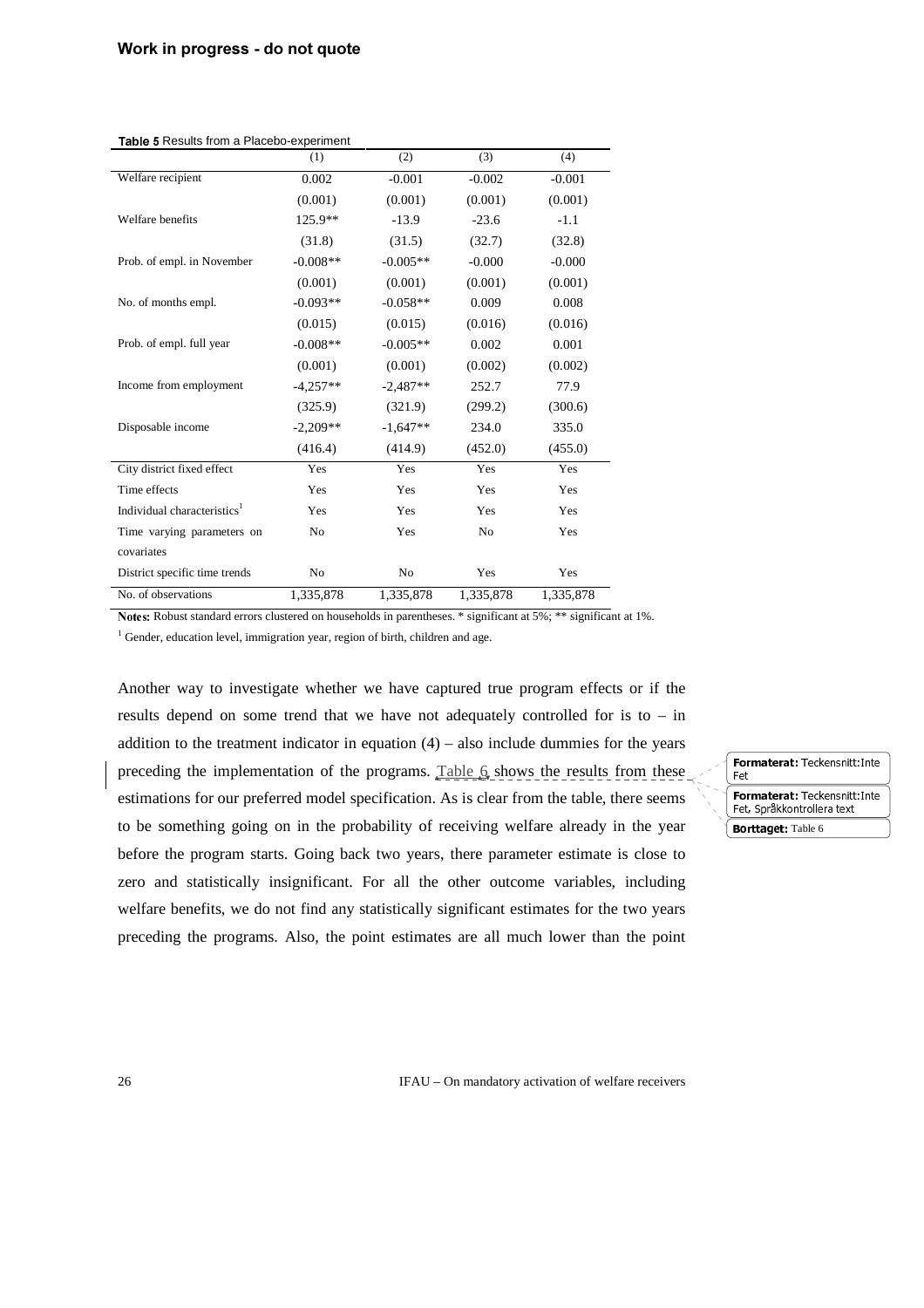**Work in progress - do not quote**

**Table 5** Results from a Placebo-experiment

| | (1) | (2) | (3) | (4) |
|---|---|---|---|---|
| Welfare recipient | 0.002 | -0.001 | -0.002 | -0.001 |
| | (0.001) | (0.001) | (0.001) | (0.001) |
| Welfare benefits | 125.9** | -13.9 | -23.6 | -1.1 |
| | (31.8) | (31.5) | (32.7) | (32.8) |
| Prob. of empl. in November | -0.008** | -0.005** | -0.000 | -0.000 |
| | (0.001) | (0.001) | (0.001) | (0.001) |
| No. of months empl. | -0.093** | -0.058** | 0.009 | 0.008 |
| | (0.015) | (0.015) | (0.016) | (0.016) |
| Prob. of empl. full year | -0.008** | -0.005** | 0.002 | 0.001 |
| | (0.001) | (0.001) | (0.002) | (0.002) |
| Income from employment | -4,257** | -2,487** | 252.7 | 77.9 |
| | (325.9) | (321.9) | (299.2) | (300.6) |
| Disposable income | -2,209** | -1,647** | 234.0 | 335.0 |
| | (416.4) | (414.9) | (452.0) | (455.0) |
| City district fixed effect | Yes | Yes | Yes | Yes |
| Time effects | Yes | Yes | Yes | Yes |
| Individual characteristics[1] | Yes | Yes | Yes | Yes |
| Time varying parameters on covariates | No | Yes | No | Yes |
| District specific time trends | No | No | Yes | Yes |
| No. of observations | 1,335,878 | 1,335,878 | 1,335,878 | 1,335,878 |

**Notes:** Robust standard errors clustered on households in parentheses. * significant at 5%; ** significant at 1%.

[1] Gender, education level, immigration year, region of birth, children and age.

Another way to investigate whether we have captured true program effects or if the results depend on some trend that we have not adequately controlled for is to – in addition to the treatment indicator in equation (4) – also include dummies for the years preceding the implementation of the programs. Table 6 shows the results from these estimations for our preferred model specification. As is clear from the table, there seems to be something going on in the probability of receiving welfare already in the year before the program starts. Going back two years, there parameter estimate is close to zero and statistically insignificant. For all the other outcome variables, including welfare benefits, we do not find any statistically significant estimates for the two years preceding the programs. Also, the point estimates are all much lower than the point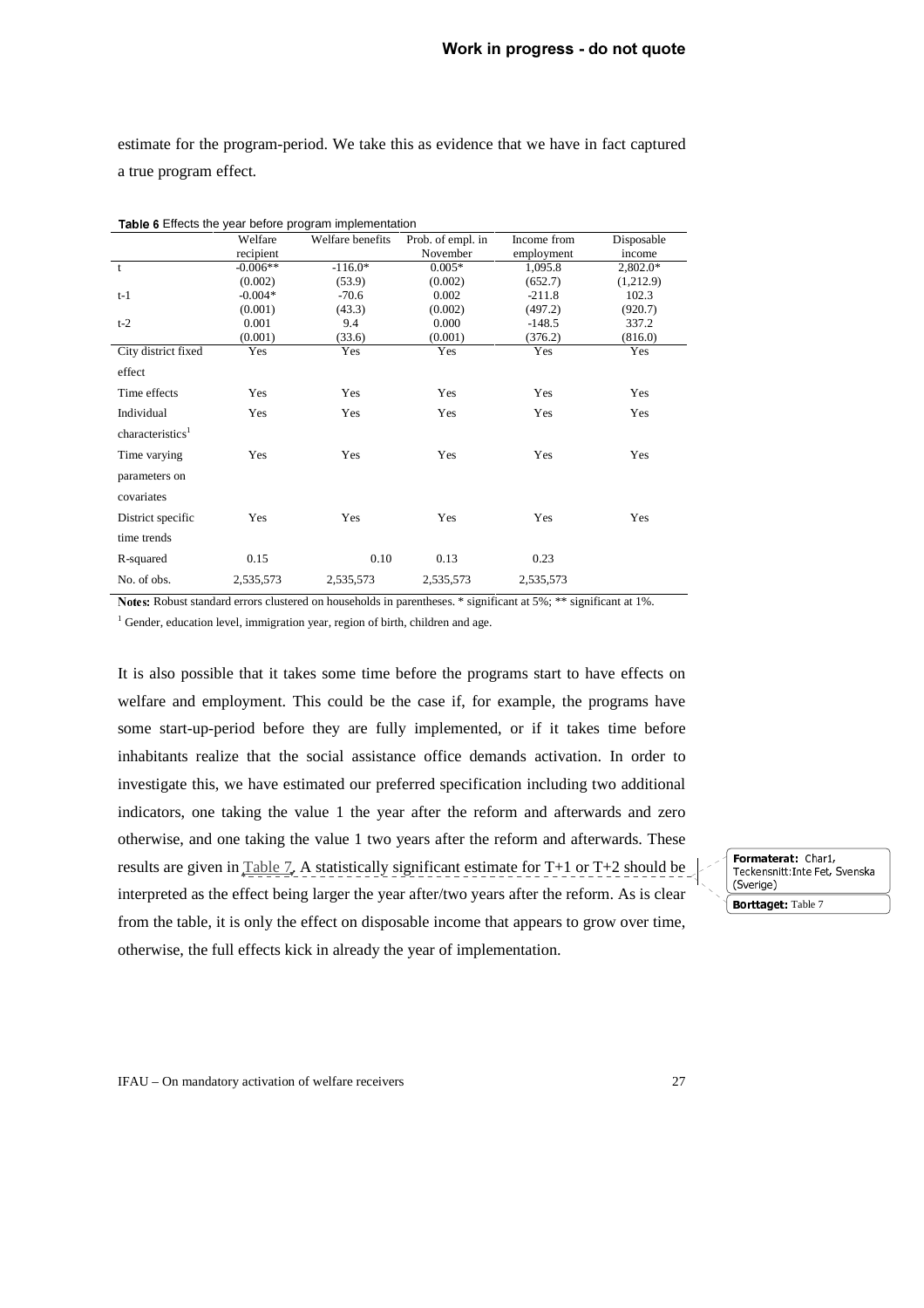estimate for the program-period. We take this as evidence that we have in fact captured a true program effect.

**Table 6** Effects the year before program implementation

| | Welfare recipient | Welfare benefits | Prob. of empl. in November | Income from employment | Disposable income |
|---|---|---|---|---|---|
| t | -0.006** | -116.0* | 0.005* | 1,095.8 | 2,802.0* |
| | (0.002) | (53.9) | (0.002) | (652.7) | (1,212.9) |
| t-1 | -0.004* | -70.6 | 0.002 | -211.8 | 102.3 |
| | (0.001) | (43.3) | (0.002) | (497.2) | (920.7) |
| t-2 | 0.001 | 9.4 | 0.000 | -148.5 | 337.2 |
| | (0.001) | (33.6) | (0.001) | (376.2) | (816.0) |
| City district fixed effect | Yes | Yes | Yes | Yes | Yes |
| Time effects | Yes | Yes | Yes | Yes | Yes |
| Individual characteristics[1] | Yes | Yes | Yes | Yes | Yes |
| Time varying parameters on covariates | Yes | Yes | Yes | Yes | Yes |
| District specific time trends | Yes | Yes | Yes | Yes | Yes |
| R-squared | 0.15 | 0.10 | 0.13 | 0.23 | |
| No. of obs. | 2,535,573 | 2,535,573 | 2,535,573 | 2,535,573 | |

**Notes:** Robust standard errors clustered on households in parentheses. * significant at 5%; ** significant at 1%.

[1] Gender, education level, immigration year, region of birth, children and age.

It is also possible that it takes some time before the programs start to have effects on welfare and employment. This could be the case if, for example, the programs have some start-up-period before they are fully implemented, or if it takes time before inhabitants realize that the social assistance office demands activation. In order to investigate this, we have estimated our preferred specification including two additional indicators, one taking the value 1 the year after the reform and afterwards and zero otherwise, and one taking the value 1 two years after the reform and afterwards. These results are given in Table 7. A statistically significant estimate for T+1 or T+2 should be interpreted as the effect being larger the year after/two years after the reform. As is clear from the table, it is only the effect on disposable income that appears to grow over time, otherwise, the full effects kick in already the year of implementation.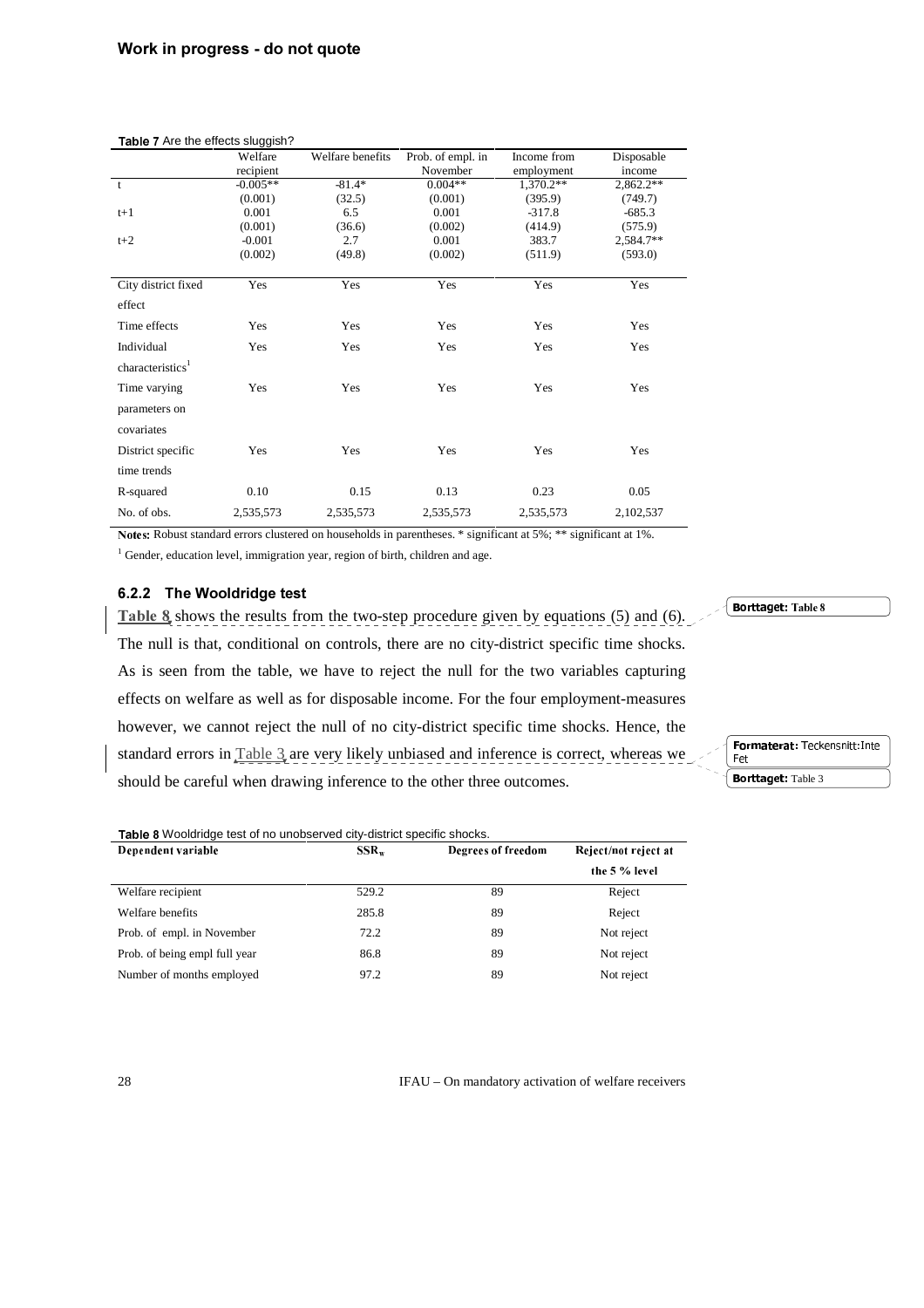**Work in progress - do not quote**

**Table 7** Are the effects sluggish?

| | Welfare recipient | Welfare benefits | Prob. of empl. in November | Income from employment | Disposable income |
|---|---|---|---|---|---|
| t | -0.005** | -81.4* | 0.004** | 1,370.2** | 2,862.2** |
| | (0.001) | (32.5) | (0.001) | (395.9) | (749.7) |
| t+1 | 0.001 | 6.5 | 0.001 | -317.8 | -685.3 |
| | (0.001) | (36.6) | (0.002) | (414.9) | (575.9) |
| t+2 | -0.001 | 2.7 | 0.001 | 383.7 | 2,584.7** |
| | (0.002) | (49.8) | (0.002) | (511.9) | (593.0) |
| City district fixed effect | Yes | Yes | Yes | Yes | Yes |
| Time effects | Yes | Yes | Yes | Yes | Yes |
| Individual characteristics[1] | Yes | Yes | Yes | Yes | Yes |
| Time varying parameters on covariates | Yes | Yes | Yes | Yes | Yes |
| District specific time trends | Yes | Yes | Yes | Yes | Yes |
| R-squared | 0.10 | 0.15 | 0.13 | 0.23 | 0.05 |
| No. of obs. | 2,535,573 | 2,535,573 | 2,535,573 | 2,535,573 | 2,102,537 |

**Notes:** Robust standard errors clustered on households in parentheses. * significant at 5%; ** significant at 1%.

[1] Gender, education level, immigration year, region of birth, children and age.

### 6.2.2 The Wooldridge test

Table 8 shows the results from the two-step procedure given by equations (5) and (6). The null is that, conditional on controls, there are no city-district specific time shocks. As is seen from the table, we have to reject the null for the two variables capturing effects on welfare as well as for disposable income. For the four employment-measures however, we cannot reject the null of no city-district specific time shocks. Hence, the standard errors in Table 3 are very likely unbiased and inference is correct, whereas we should be careful when drawing inference to the other three outcomes.

**Table 8** Wooldridge test of no unobserved city-district specific shocks.

| Dependent variable | $SSR_w$ | Degrees of freedom | Reject/not reject at the 5 % level |
|---|---|---|---|
| Welfare recipient | 529.2 | 89 | Reject |
| Welfare benefits | 285.8 | 89 | Reject |
| Prob. of empl. in November | 72.2 | 89 | Not reject |
| Prob. of being empl full year | 86.8 | 89 | Not reject |
| Number of months employed | 97.2 | 89 | Not reject |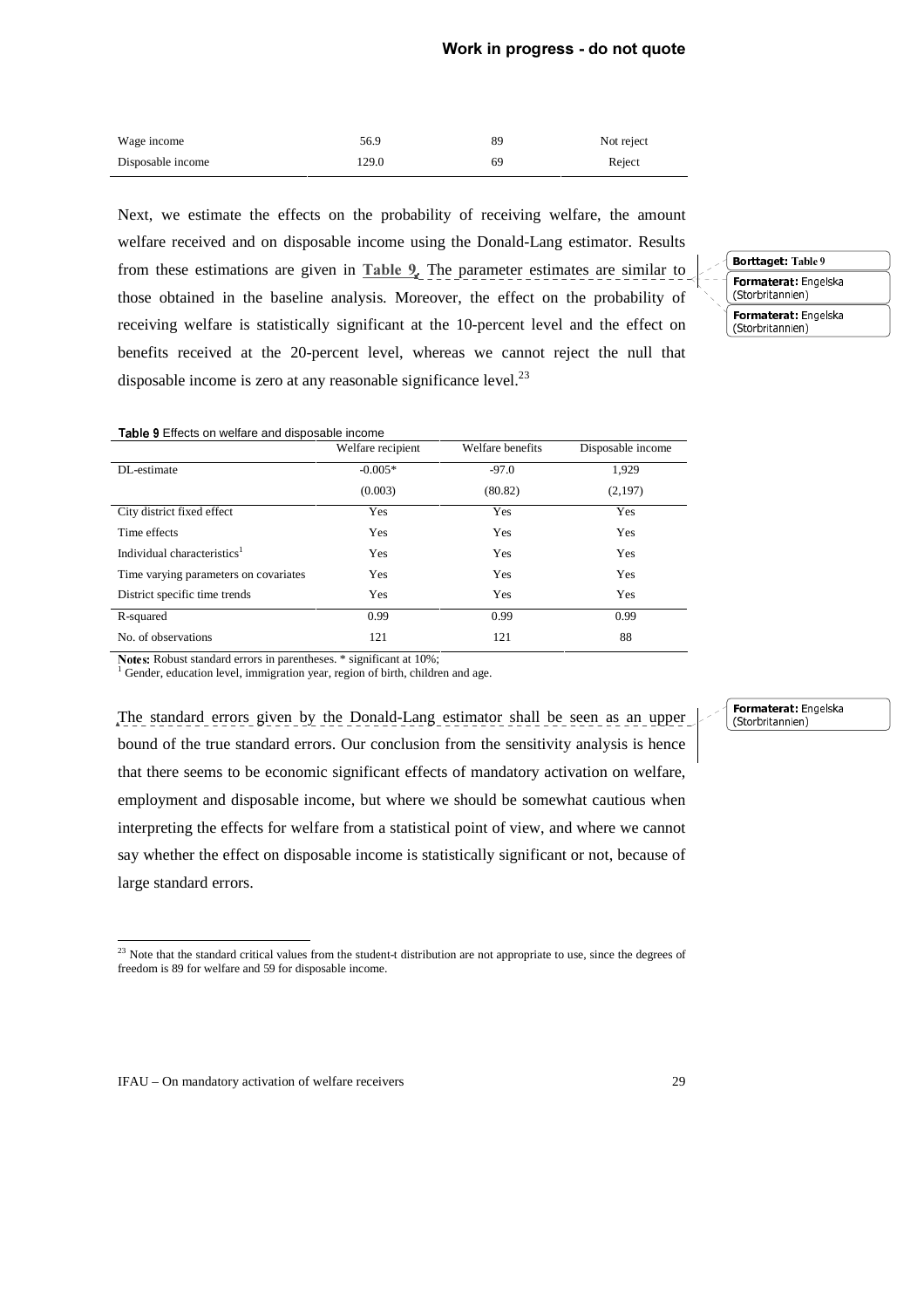| Wage income | 56.9 | 89 | Not reject |
|---|---|---|---|
| Disposable income | 129.0 | 69 | Reject |

Next, we estimate the effects on the probability of receiving welfare, the amount welfare received and on disposable income using the Donald-Lang estimator. Results from these estimations are given in **Table 9**. The parameter estimates are similar to those obtained in the baseline analysis. Moreover, the effect on the probability of receiving welfare is statistically significant at the 10-percent level and the effect on benefits received at the 20-percent level, whereas we cannot reject the null that disposable income is zero at any reasonable significance level.[23]

**Table 9** Effects on welfare and disposable income

| | Welfare recipient | Welfare benefits | Disposable income |
|---|---|---|---|
| DL-estimate | -0.005* | -97.0 | 1,929 |
| | (0.003) | (80.82) | (2,197) |
| City district fixed effect | Yes | Yes | Yes |
| Time effects | Yes | Yes | Yes |
| Individual characteristics[1] | Yes | Yes | Yes |
| Time varying parameters on covariates | Yes | Yes | Yes |
| District specific time trends | Yes | Yes | Yes |
| R-squared | 0.99 | 0.99 | 0.99 |
| No. of observations | 121 | 121 | 88 |

**Notes:** Robust standard errors in parentheses. * significant at 10%;
[1] Gender, education level, immigration year, region of birth, children and age.

The standard errors given by the Donald-Lang estimator shall be seen as an upper bound of the true standard errors. Our conclusion from the sensitivity analysis is hence that there seems to be economic significant effects of mandatory activation on welfare, employment and disposable income, but where we should be somewhat cautious when interpreting the effects for welfare from a statistical point of view, and where we cannot say whether the effect on disposable income is statistically significant or not, because of large standard errors.

[23] Note that the standard critical values from the student-t distribution are not appropriate to use, since the degrees of freedom is 89 for welfare and 59 for disposable income.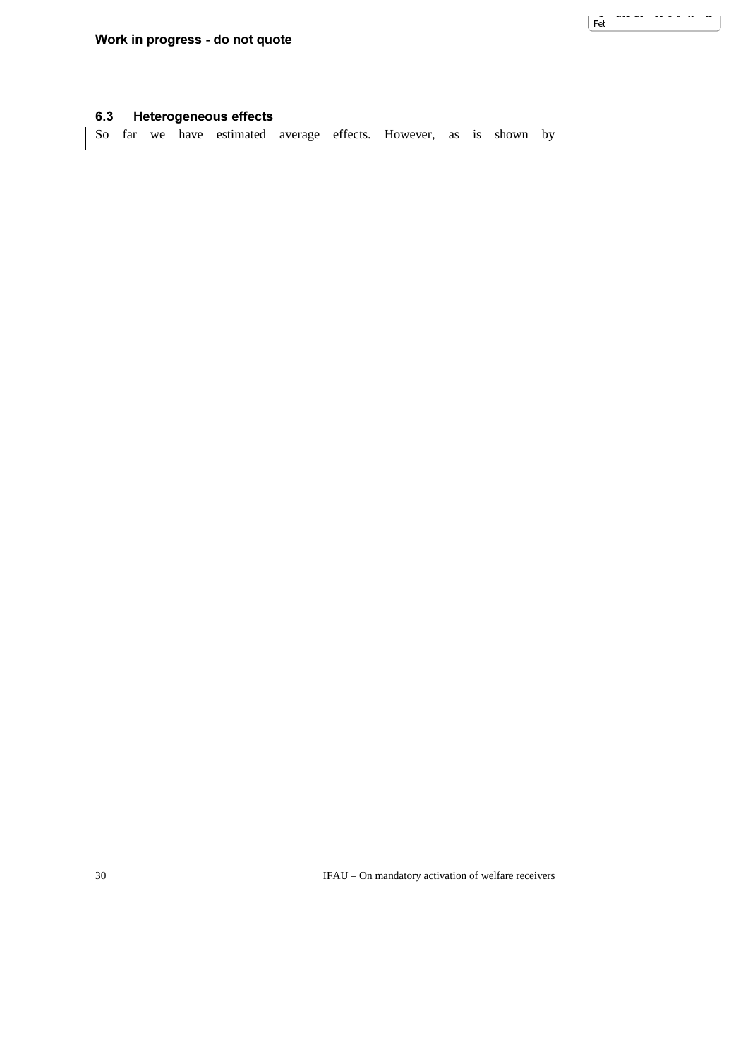### 6.3 Heterogeneous effects

So far we have estimated average effects. However, as is shown by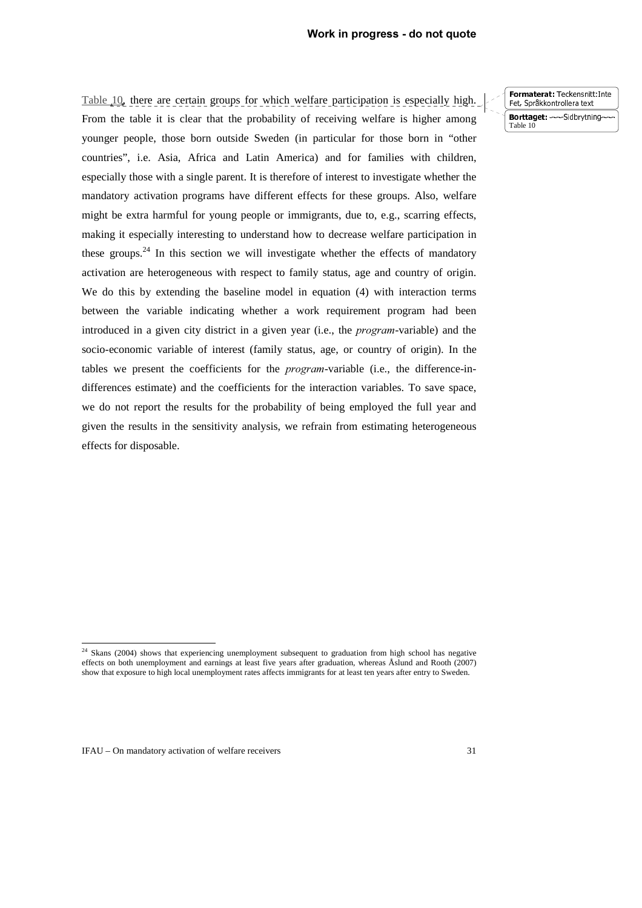Table 10, there are certain groups for which welfare participation is especially high. From the table it is clear that the probability of receiving welfare is higher among younger people, those born outside Sweden (in particular for those born in "other countries", i.e. Asia, Africa and Latin America) and for families with children, especially those with a single parent. It is therefore of interest to investigate whether the mandatory activation programs have different effects for these groups. Also, welfare might be extra harmful for young people or immigrants, due to, e.g., scarring effects, making it especially interesting to understand how to decrease welfare participation in these groups.[24] In this section we will investigate whether the effects of mandatory activation are heterogeneous with respect to family status, age and country of origin. We do this by extending the baseline model in equation (4) with interaction terms between the variable indicating whether a work requirement program had been introduced in a given city district in a given year (i.e., the *program*-variable) and the socio-economic variable of interest (family status, age, or country of origin). In the tables we present the coefficients for the *program*-variable (i.e., the difference-in-differences estimate) and the coefficients for the interaction variables. To save space, we do not report the results for the probability of being employed the full year and given the results in the sensitivity analysis, we refrain from estimating heterogeneous effects for disposable.

Formaterat: Teckensnitt:Inte Fet, Språkkontrollera text

Borttaget: ~~~Sidbrytning~~~ Table 10

---

[24] Skans (2004) shows that experiencing unemployment subsequent to graduation from high school has negative effects on both unemployment and earnings at least five years after graduation, whereas Åslund and Rooth (2007) show that exposure to high local unemployment rates affects immigrants for at least ten years after entry to Sweden.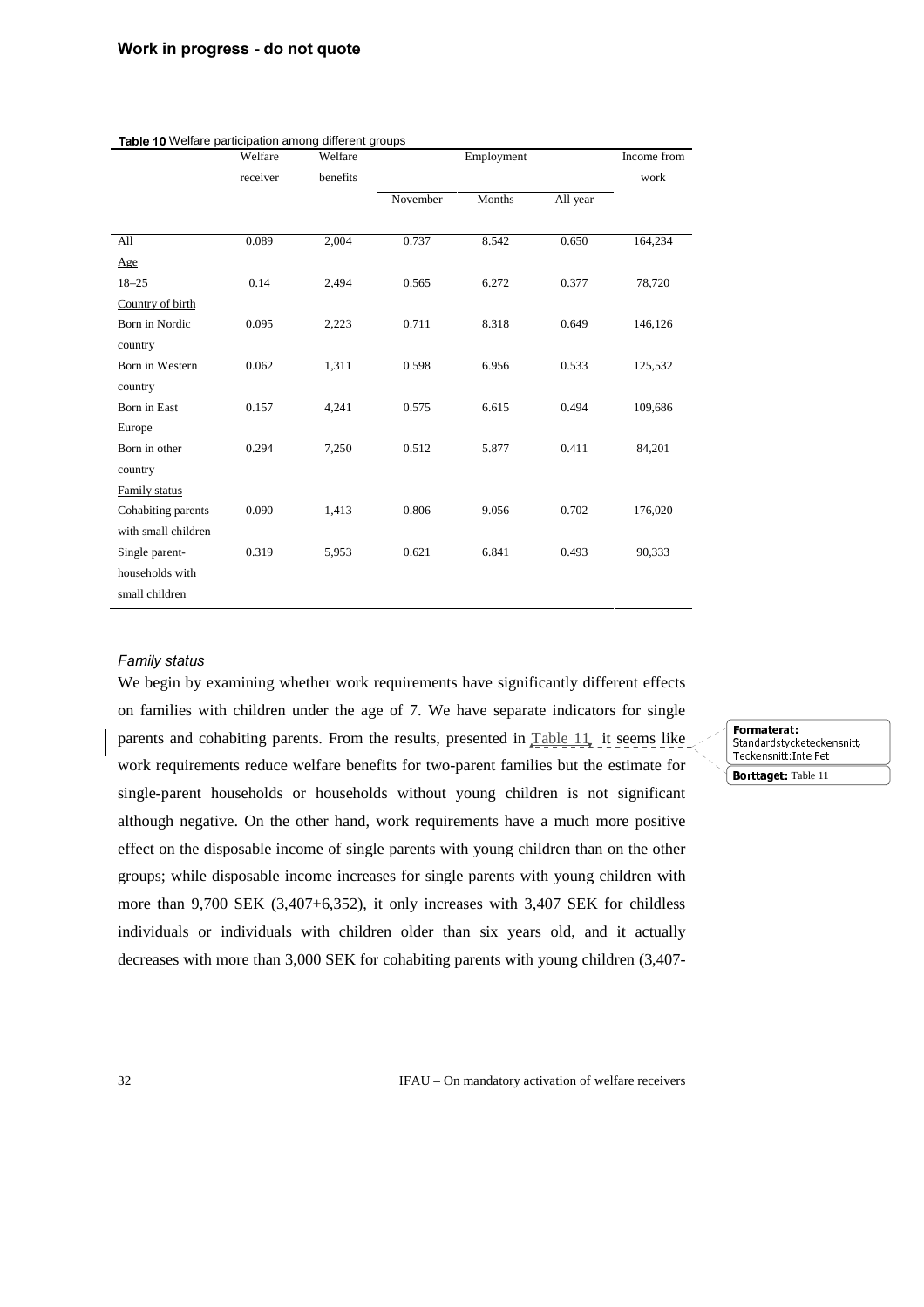**Work in progress - do not quote**

**Table 10** Welfare participation among different groups

| | Welfare receiver | Welfare benefits | Employment | | | Income from work |
|---|---|---|---|---|---|---|
| | | | November | Months | All year | |
| All | 0.089 | 2,004 | 0.737 | 8.542 | 0.650 | 164,234 |
| Age | | | | | | |
| 18–25 | 0.14 | 2,494 | 0.565 | 6.272 | 0.377 | 78,720 |
| Country of birth | | | | | | |
| Born in Nordic country | 0.095 | 2,223 | 0.711 | 8.318 | 0.649 | 146,126 |
| Born in Western country | 0.062 | 1,311 | 0.598 | 6.956 | 0.533 | 125,532 |
| Born in East Europe | 0.157 | 4,241 | 0.575 | 6.615 | 0.494 | 109,686 |
| Born in other country | 0.294 | 7,250 | 0.512 | 5.877 | 0.411 | 84,201 |
| Family status | | | | | | |
| Cohabiting parents with small children | 0.090 | 1,413 | 0.806 | 9.056 | 0.702 | 176,020 |
| Single parent-households with small children | 0.319 | 5,953 | 0.621 | 6.841 | 0.493 | 90,333 |

*Family status*

We begin by examining whether work requirements have significantly different effects on families with children under the age of 7. We have separate indicators for single parents and cohabiting parents. From the results, presented in Table 11, it seems like work requirements reduce welfare benefits for two-parent families but the estimate for single-parent households or households without young children is not significant although negative. On the other hand, work requirements have a much more positive effect on the disposable income of single parents with young children than on the other groups; while disposable income increases for single parents with young children with more than 9,700 SEK (3,407+6,352), it only increases with 3,407 SEK for childless individuals or individuals with children older than six years old, and it actually decreases with more than 3,000 SEK for cohabiting parents with young children (3,407-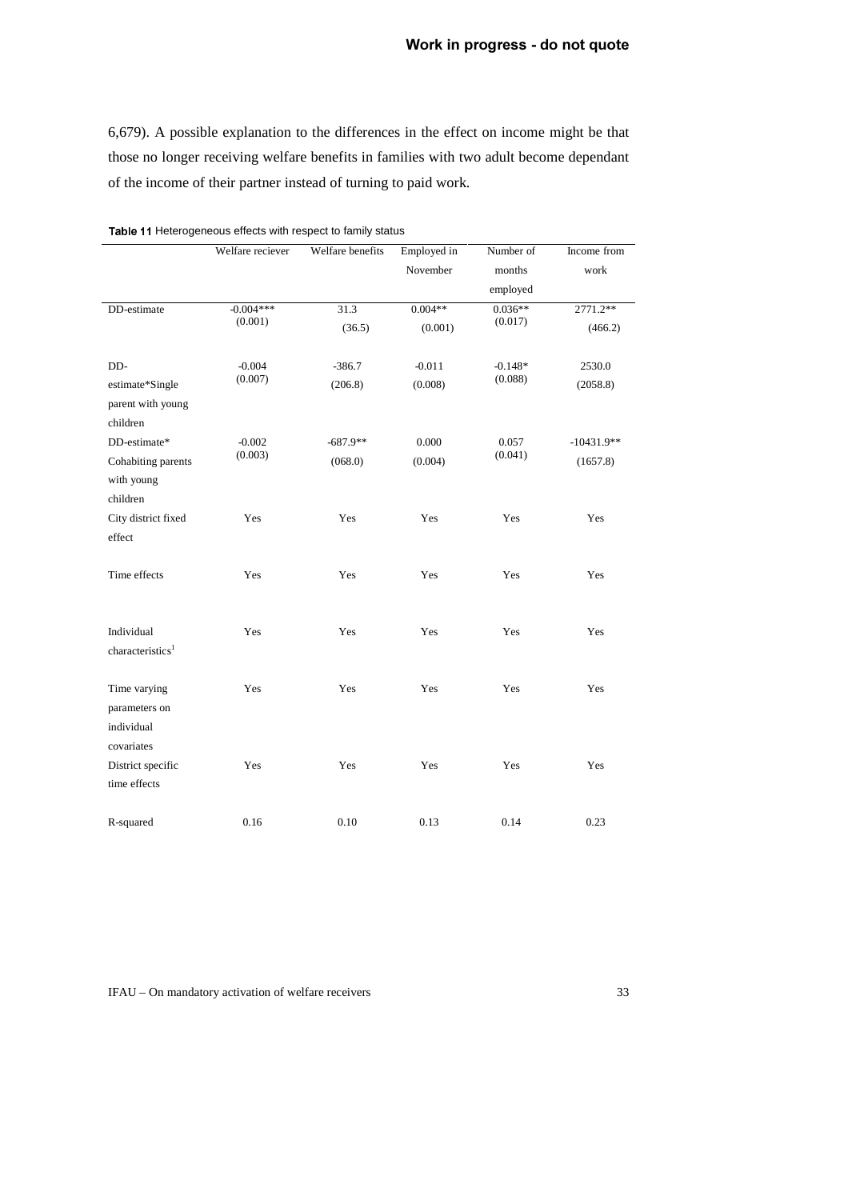6,679). A possible explanation to the differences in the effect on income might be that those no longer receiving welfare benefits in families with two adult become dependant of the income of their partner instead of turning to paid work.

**Table 11** Heterogeneous effects with respect to family status

| | Welfare reciever | Welfare benefits | Employed in November | Number of months employed | Income from work |
|---|---|---|---|---|---|
| DD-estimate | -0.004*** (0.001) | 31.3 (36.5) | 0.004** (0.001) | 0.036** (0.017) | 2771.2** (466.2) |
| DD-estimate*Single parent with young children | -0.004 (0.007) | -386.7 (206.8) | -0.011 (0.008) | -0.148* (0.088) | 2530.0 (2058.8) |
| DD-estimate* Cohabiting parents with young children | -0.002 (0.003) | -687.9** (068.0) | 0.000 (0.004) | 0.057 (0.041) | -10431.9** (1657.8) |
| City district fixed effect | Yes | Yes | Yes | Yes | Yes |
| Time effects | Yes | Yes | Yes | Yes | Yes |
| Individual characteristics[1] | Yes | Yes | Yes | Yes | Yes |
| Time varying parameters on individual covariates | Yes | Yes | Yes | Yes | Yes |
| District specific time effects | Yes | Yes | Yes | Yes | Yes |
| R-squared | 0.16 | 0.10 | 0.13 | 0.14 | 0.23 |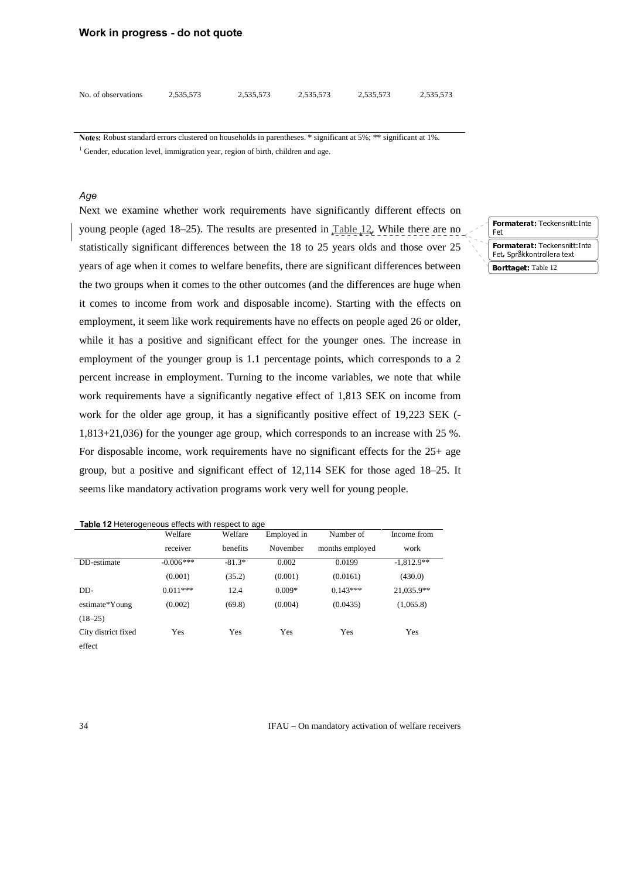| | | | | | |
|---|---|---|---|---|---|
| No. of observations | 2,535,573 | 2,535,573 | 2,535,573 | 2,535,573 | 2,535,573 |

**Notes:** Robust standard errors clustered on households in parentheses. * significant at 5%; ** significant at 1%.

[1] Gender, education level, immigration year, region of birth, children and age.

*Age*

Next we examine whether work requirements have significantly different effects on young people (aged 18–25). The results are presented in Table 12. While there are no statistically significant differences between the 18 to 25 years olds and those over 25 years of age when it comes to welfare benefits, there are significant differences between the two groups when it comes to the other outcomes (and the differences are huge when it comes to income from work and disposable income). Starting with the effects on employment, it seem like work requirements have no effects on people aged 26 or older, while it has a positive and significant effect for the younger ones. The increase in employment of the younger group is 1.1 percentage points, which corresponds to a 2 percent increase in employment. Turning to the income variables, we note that while work requirements have a significantly negative effect of 1,813 SEK on income from work for the older age group, it has a significantly positive effect of 19,223 SEK (-1,813+21,036) for the younger age group, which corresponds to an increase with 25 %. For disposable income, work requirements have no significant effects for the 25+ age group, but a positive and significant effect of 12,114 SEK for those aged 18–25. It seems like mandatory activation programs work very well for young people.

**Table 12** Heterogeneous effects with respect to age

| | Welfare receiver | Welfare benefits | Employed in November | Number of months employed | Income from work |
|---|---|---|---|---|---|
| DD-estimate | -0.006*** | -81.3* | 0.002 | 0.0199 | -1,812.9** |
| | (0.001) | (35.2) | (0.001) | (0.0161) | (430.0) |
| DD-estimate*Young (18–25) | 0.011*** | 12.4 | 0.009* | 0.143*** | 21,035.9** |
| | (0.002) | (69.8) | (0.004) | (0.0435) | (1,065.8) |
| City district fixed effect | Yes | Yes | Yes | Yes | Yes |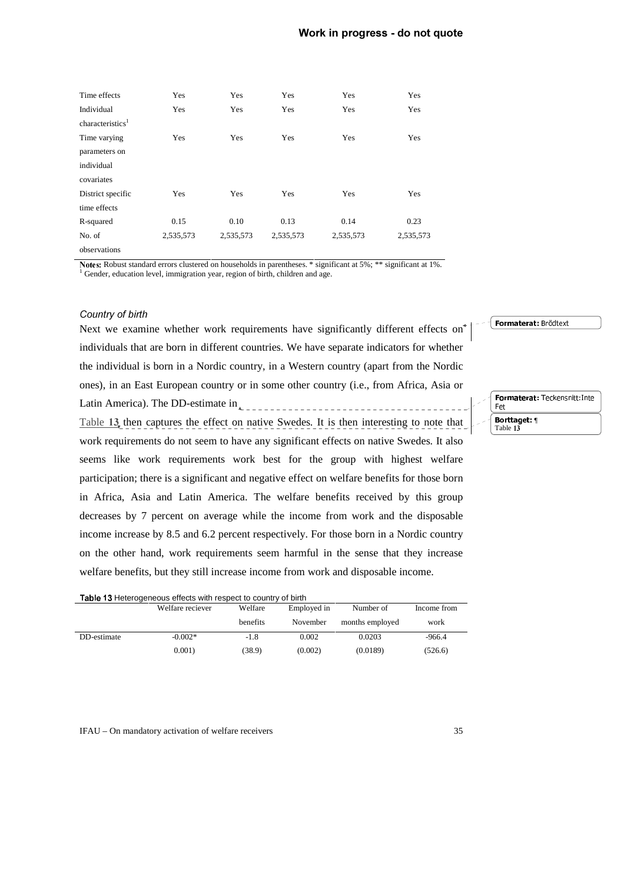| | | | | | |
|---|---|---|---|---|---|
| Time effects | Yes | Yes | Yes | Yes | Yes |
| Individual characteristics[1] | Yes | Yes | Yes | Yes | Yes |
| Time varying parameters on individual covariates | Yes | Yes | Yes | Yes | Yes |
| District specific time effects | Yes | Yes | Yes | Yes | Yes |
| R-squared | 0.15 | 0.10 | 0.13 | 0.14 | 0.23 |
| No. of observations | 2,535,573 | 2,535,573 | 2,535,573 | 2,535,573 | 2,535,573 |

**Notes:** Robust standard errors clustered on households in parentheses. * significant at 5%; ** significant at 1%.
[1] Gender, education level, immigration year, region of birth, children and age.

*Country of birth*

Next we examine whether work requirements have significantly different effects on individuals that are born in different countries. We have separate indicators for whether the individual is born in a Nordic country, in a Western country (apart from the Nordic ones), in an East European country or in some other country (i.e., from Africa, Asia or Latin America). The DD-estimate in Table 13 then captures the effect on native Swedes. It is then interesting to note that work requirements do not seem to have any significant effects on native Swedes. It also seems like work requirements work best for the group with highest welfare participation; there is a significant and negative effect on welfare benefits for those born in Africa, Asia and Latin America. The welfare benefits received by this group decreases by 7 percent on average while the income from work and the disposable income increase by 8.5 and 6.2 percent respectively. For those born in a Nordic country on the other hand, work requirements seem harmful in the sense that they increase welfare benefits, but they still increase income from work and disposable income.

**Table 13** Heterogeneous effects with respect to country of birth

| | Welfare reciever | Welfare benefits | Employed in November | Number of months employed | Income from work |
|---|---|---|---|---|---|
| DD-estimate | -0.002* | -1.8 | 0.002 | 0.0203 | -966.4 |
| | 0.001) | (38.9) | (0.002) | (0.0189) | (526.6) |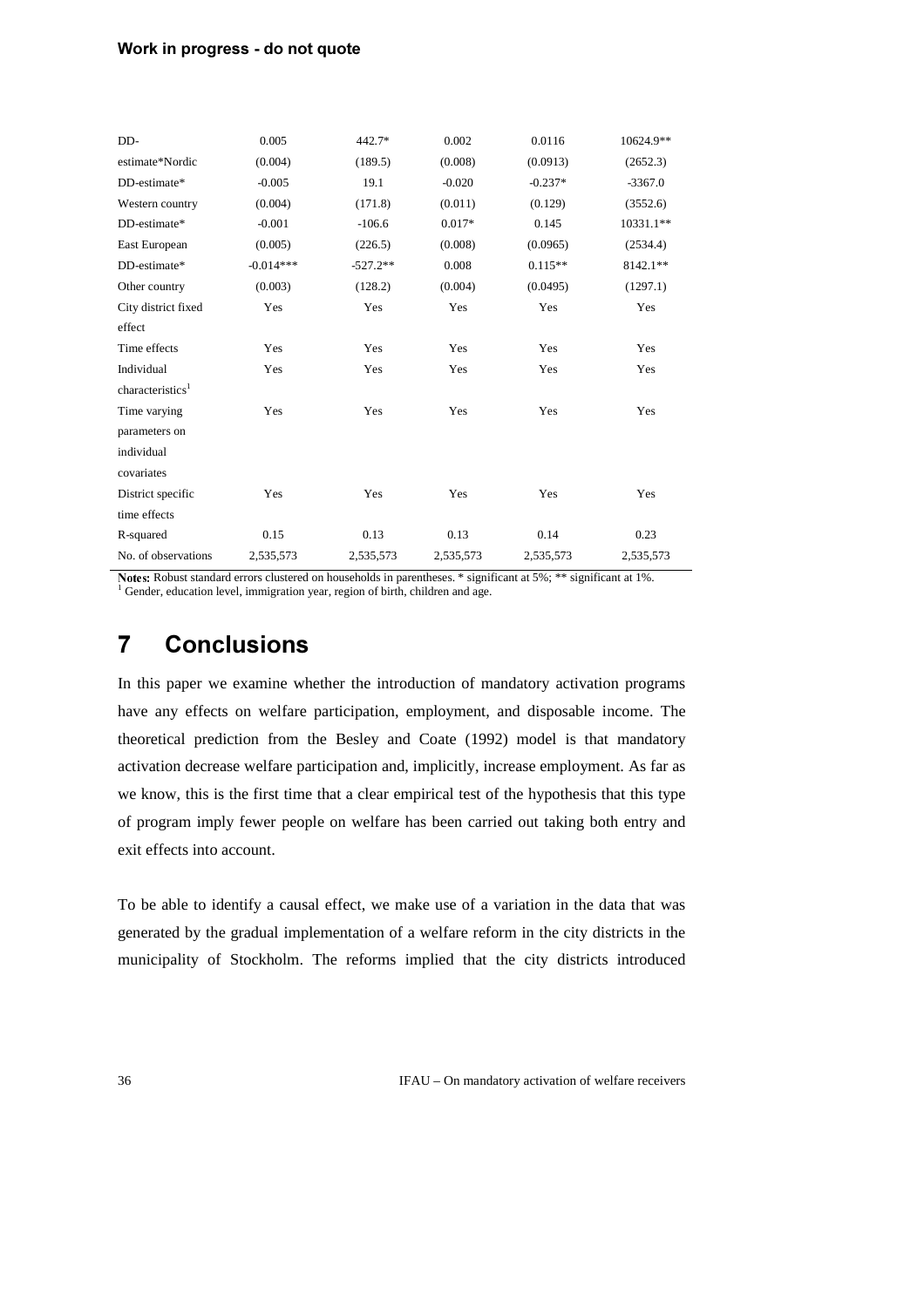| | | | | | |
|---|---|---|---|---|---|
| DD-estimate*Nordic | 0.005<br>(0.004) | 442.7*<br>(189.5) | 0.002<br>(0.008) | 0.0116<br>(0.0913) | 10624.9**<br>(2652.3) |
| DD-estimate*Western country | -0.005<br>(0.004) | 19.1<br>(171.8) | -0.020<br>(0.011) | -0.237*<br>(0.129) | -3367.0<br>(3552.6) |
| DD-estimate*East European | -0.001<br>(0.005) | -106.6<br>(226.5) | 0.017*<br>(0.008) | 0.145<br>(0.0965) | 10331.1**<br>(2534.4) |
| DD-estimate*Other country | -0.014***<br>(0.003) | -527.2**<br>(128.2) | 0.008<br>(0.004) | 0.115**<br>(0.0495) | 8142.1**<br>(1297.1) |
| City district fixed effect | Yes | Yes | Yes | Yes | Yes |
| Time effects | Yes | Yes | Yes | Yes | Yes |
| Individual characteristics[1] | Yes | Yes | Yes | Yes | Yes |
| Time varying parameters on individual covariates | Yes | Yes | Yes | Yes | Yes |
| District specific time effects | Yes | Yes | Yes | Yes | Yes |
| R-squared | 0.15 | 0.13 | 0.13 | 0.14 | 0.23 |
| No. of observations | 2,535,573 | 2,535,573 | 2,535,573 | 2,535,573 | 2,535,573 |

**Notes:** Robust standard errors clustered on households in parentheses. * significant at 5%; ** significant at 1%.
[1] Gender, education level, immigration year, region of birth, children and age.

# 7 Conclusions

In this paper we examine whether the introduction of mandatory activation programs have any effects on welfare participation, employment, and disposable income. The theoretical prediction from the Besley and Coate (1992) model is that mandatory activation decrease welfare participation and, implicitly, increase employment. As far as we know, this is the first time that a clear empirical test of the hypothesis that this type of program imply fewer people on welfare has been carried out taking both entry and exit effects into account.

To be able to identify a causal effect, we make use of a variation in the data that was generated by the gradual implementation of a welfare reform in the city districts in the municipality of Stockholm. The reforms implied that the city districts introduced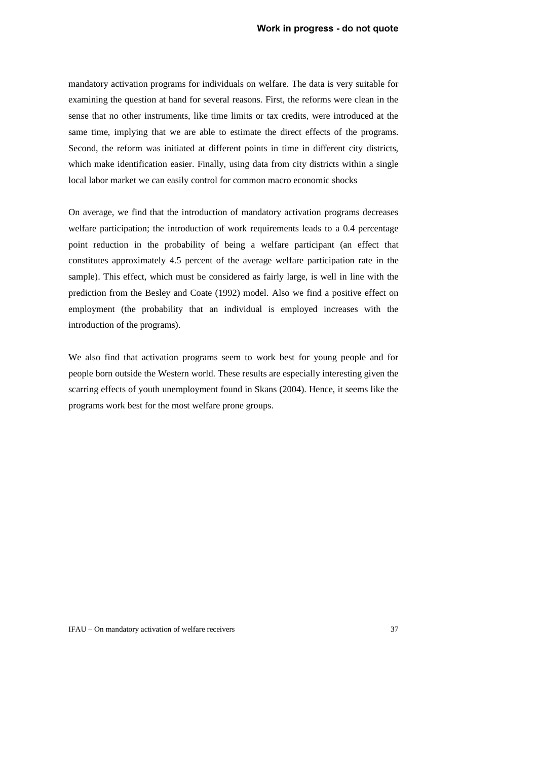mandatory activation programs for individuals on welfare. The data is very suitable for examining the question at hand for several reasons. First, the reforms were clean in the sense that no other instruments, like time limits or tax credits, were introduced at the same time, implying that we are able to estimate the direct effects of the programs. Second, the reform was initiated at different points in time in different city districts, which make identification easier. Finally, using data from city districts within a single local labor market we can easily control for common macro economic shocks

On average, we find that the introduction of mandatory activation programs decreases welfare participation; the introduction of work requirements leads to a 0.4 percentage point reduction in the probability of being a welfare participant (an effect that constitutes approximately 4.5 percent of the average welfare participation rate in the sample). This effect, which must be considered as fairly large, is well in line with the prediction from the Besley and Coate (1992) model. Also we find a positive effect on employment (the probability that an individual is employed increases with the introduction of the programs).

We also find that activation programs seem to work best for young people and for people born outside the Western world. These results are especially interesting given the scarring effects of youth unemployment found in Skans (2004). Hence, it seems like the programs work best for the most welfare prone groups.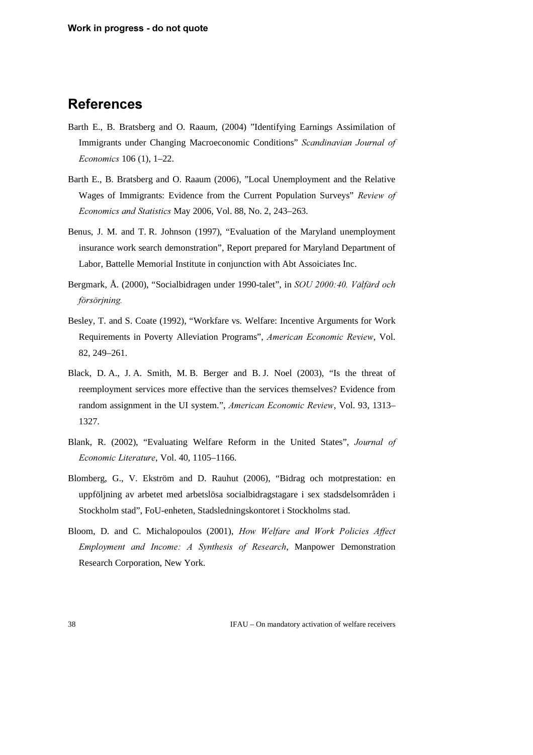## References

Barth E., B. Bratsberg and O. Raaum, (2004) ”Identifying Earnings Assimilation of Immigrants under Changing Macroeconomic Conditions” *Scandinavian Journal of Economics* 106 (1), 1–22.

Barth E., B. Bratsberg and O. Raaum (2006), ”Local Unemployment and the Relative Wages of Immigrants: Evidence from the Current Population Surveys” *Review of Economics and Statistics* May 2006, Vol. 88, No. 2, 243–263.

Benus, J. M. and T. R. Johnson (1997), “Evaluation of the Maryland unemployment insurance work search demonstration”, Report prepared for Maryland Department of Labor, Battelle Memorial Institute in conjunction with Abt Assoiciates Inc.

Bergmark, Å. (2000), “Socialbidragen under 1990-talet”, in *SOU 2000:40. Välfärd och försörjning.*

Besley, T. and S. Coate (1992), “Workfare vs. Welfare: Incentive Arguments for Work Requirements in Poverty Alleviation Programs”, *American Economic Review*, Vol. 82, 249–261.

Black, D. A., J. A. Smith, M. B. Berger and B. J. Noel (2003), “Is the threat of reemployment services more effective than the services themselves? Evidence from random assignment in the UI system.”, *American Economic Review*, Vol. 93, 1313–1327.

Blank, R. (2002), “Evaluating Welfare Reform in the United States”, *Journal of Economic Literature*, Vol. 40, 1105–1166.

Blomberg, G., V. Ekström and D. Rauhut (2006), “Bidrag och motprestation: en uppföljning av arbetet med arbetslösa socialbidragstagare i sex stadsdelsområden i Stockholm stad”, FoU-enheten, Stadsledningskontoret i Stockholms stad.

Bloom, D. and C. Michalopoulos (2001), *How Welfare and Work Policies Affect Employment and Income: A Synthesis of Research*, Manpower Demonstration Research Corporation, New York.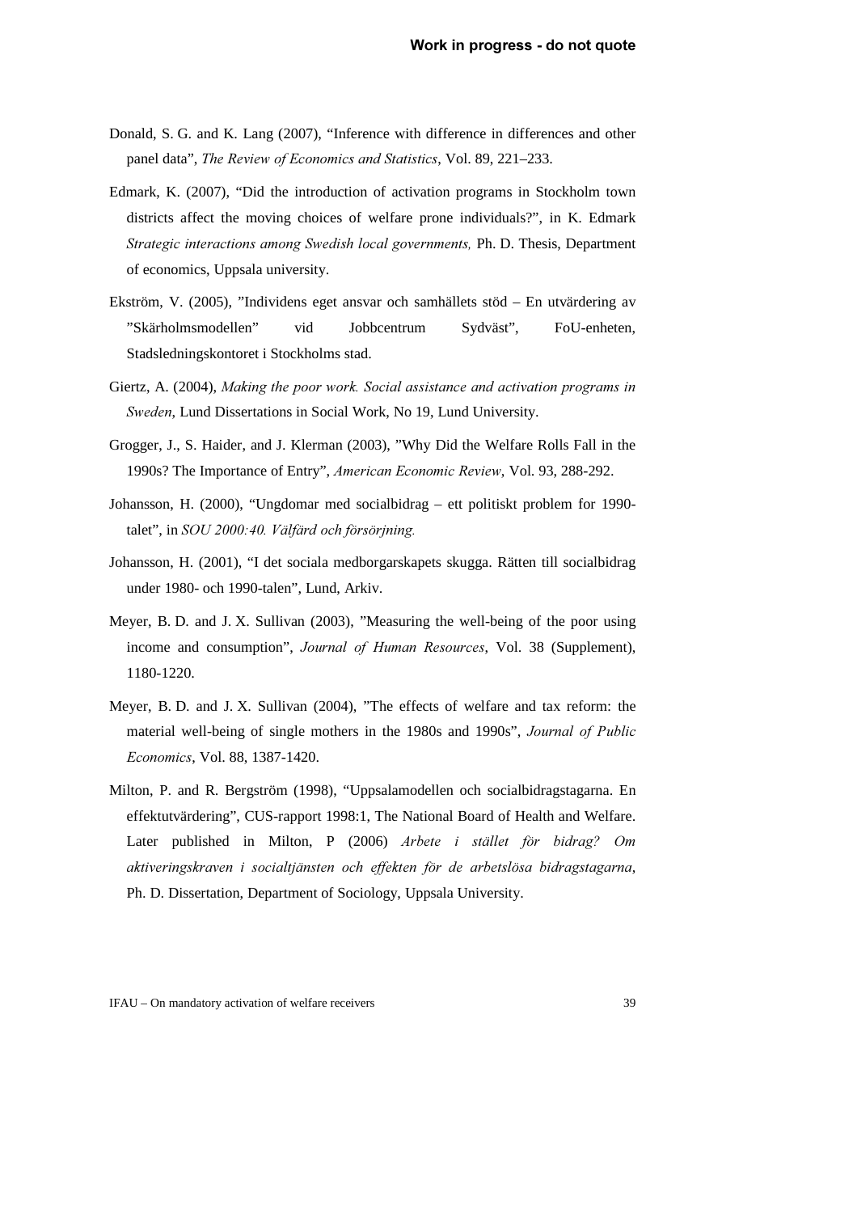Donald, S. G. and K. Lang (2007), “Inference with difference in differences and other panel data”, *The Review of Economics and Statistics*, Vol. 89, 221–233.

Edmark, K. (2007), “Did the introduction of activation programs in Stockholm town districts affect the moving choices of welfare prone individuals?”, in K. Edmark *Strategic interactions among Swedish local governments,* Ph. D. Thesis, Department of economics, Uppsala university.

Ekström, V. (2005), ”Individens eget ansvar och samhällets stöd – En utvärdering av ”Skärholmsmodellen” vid Jobbcentrum Sydväst”, FoU-enheten, Stadsledningskontoret i Stockholms stad.

Giertz, A. (2004), *Making the poor work. Social assistance and activation programs in Sweden*, Lund Dissertations in Social Work, No 19, Lund University.

Grogger, J., S. Haider, and J. Klerman (2003), ”Why Did the Welfare Rolls Fall in the 1990s? The Importance of Entry”, *American Economic Review*, Vol. 93, 288-292.

Johansson, H. (2000), “Ungdomar med socialbidrag – ett politiskt problem for 1990-talet”, in *SOU 2000:40. Välfärd och försörjning.*

Johansson, H. (2001), “I det sociala medborgarskapets skugga. Rätten till socialbidrag under 1980- och 1990-talen”, Lund, Arkiv.

Meyer, B. D. and J. X. Sullivan (2003), ”Measuring the well-being of the poor using income and consumption”, *Journal of Human Resources*, Vol. 38 (Supplement), 1180-1220.

Meyer, B. D. and J. X. Sullivan (2004), ”The effects of welfare and tax reform: the material well-being of single mothers in the 1980s and 1990s”, *Journal of Public Economics*, Vol. 88, 1387-1420.

Milton, P. and R. Bergström (1998), “Uppsalamodellen och socialbidragstagarna. En effektutvärdering”, CUS-rapport 1998:1, The National Board of Health and Welfare. Later published in Milton, P (2006) *Arbete i stället för bidrag? Om aktiveringskraven i socialtjänsten och effekten för de arbetslösa bidragstagarna*, Ph. D. Dissertation, Department of Sociology, Uppsala University.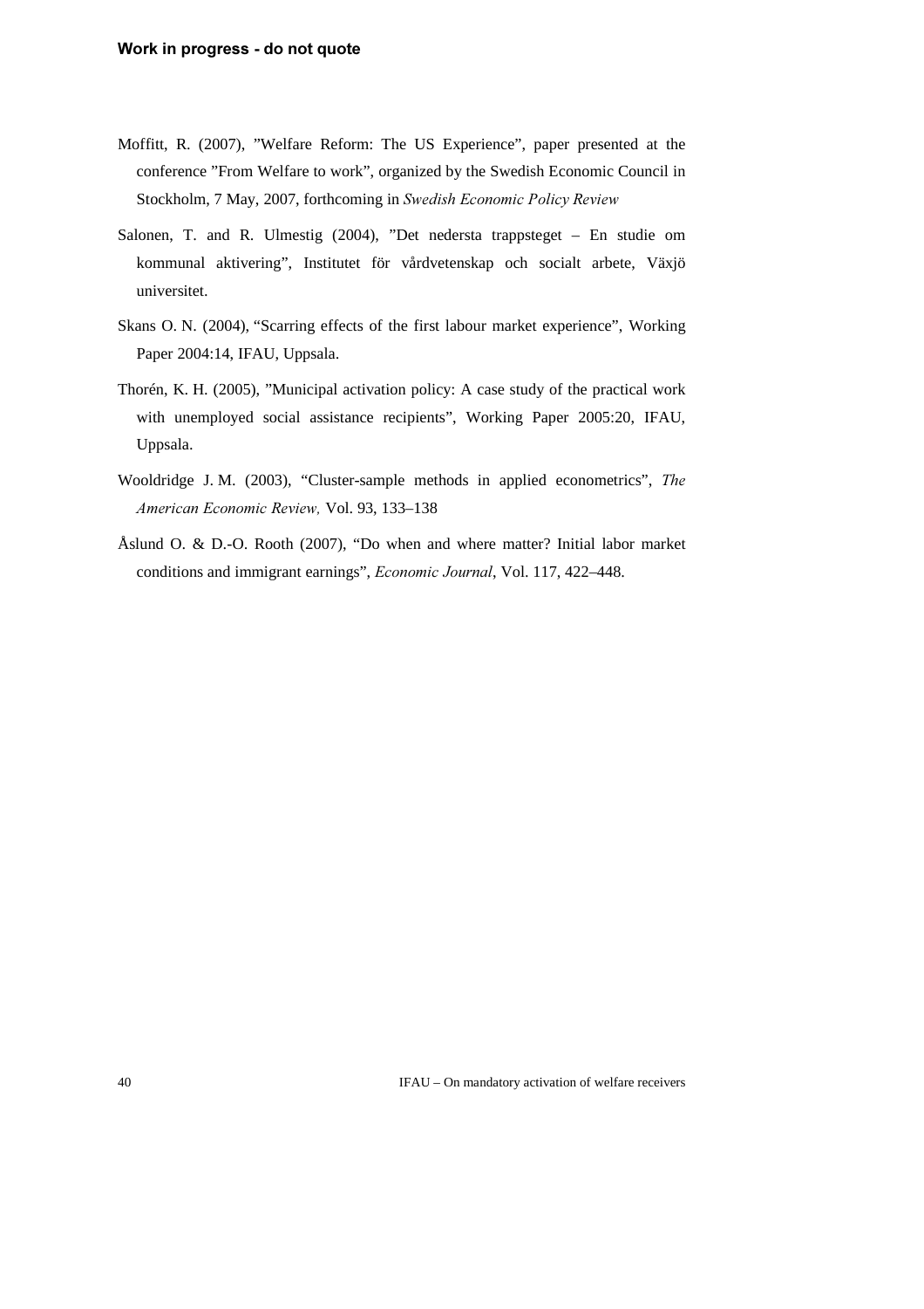Moffitt, R. (2007), ”Welfare Reform: The US Experience”, paper presented at the conference ”From Welfare to work”, organized by the Swedish Economic Council in Stockholm, 7 May, 2007, forthcoming in *Swedish Economic Policy Review*

Salonen, T. and R. Ulmestig (2004), ”Det nedersta trappsteget – En studie om kommunal aktivering”, Institutet för vårdvetenskap och socialt arbete, Växjö universitet.

Skans O. N. (2004), “Scarring effects of the first labour market experience”, Working Paper 2004:14, IFAU, Uppsala.

Thorén, K. H. (2005), ”Municipal activation policy: A case study of the practical work with unemployed social assistance recipients”, Working Paper 2005:20, IFAU, Uppsala.

Wooldridge J. M. (2003), “Cluster-sample methods in applied econometrics”, *The American Economic Review,* Vol. 93, 133–138

Åslund O. & D.-O. Rooth (2007), “Do when and where matter? Initial labor market conditions and immigrant earnings”, *Economic Journal*, Vol. 117, 422–448.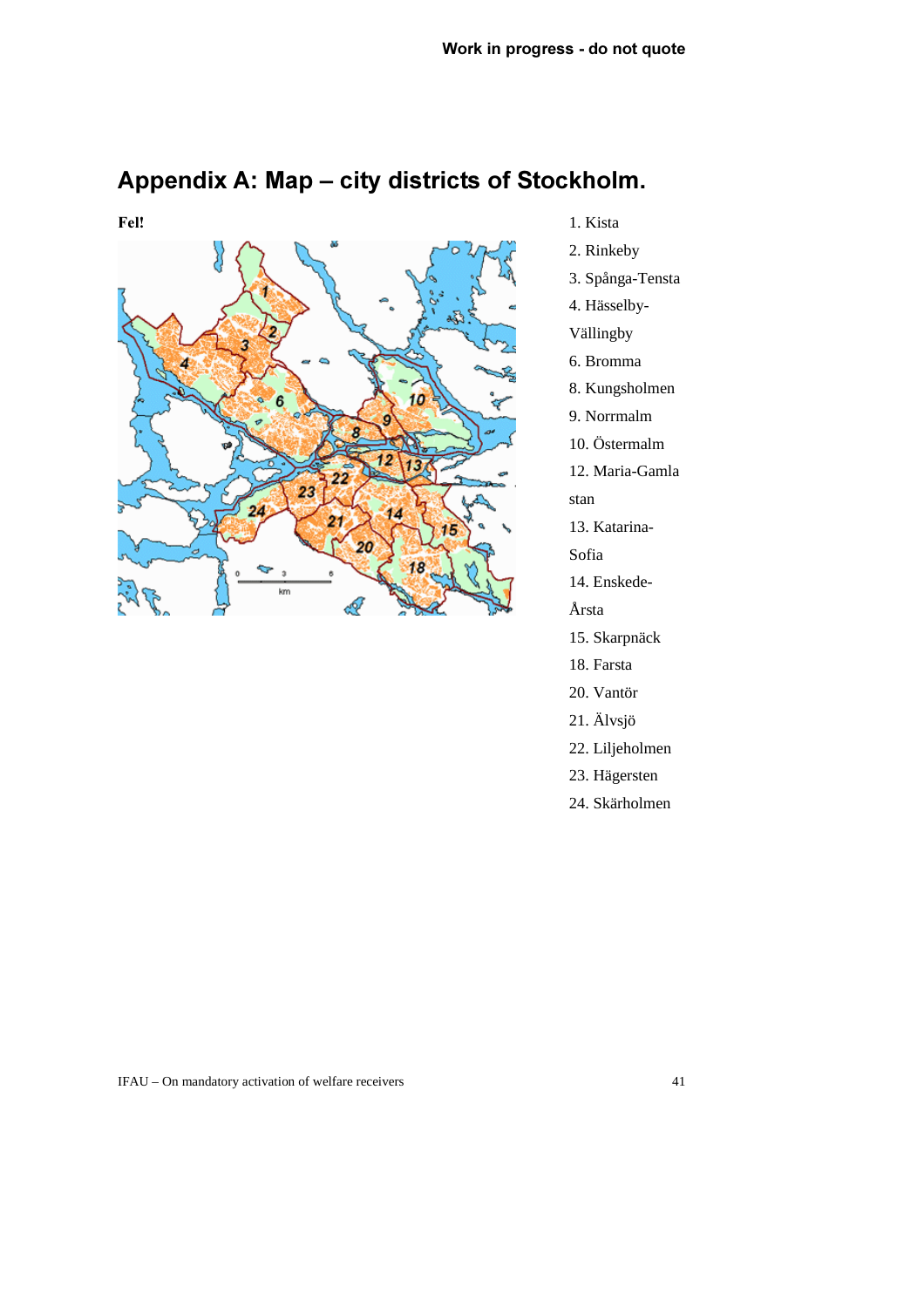# Appendix A: Map – city districts of Stockholm.

**Fel!**

1. Kista
2. Rinkeby
3. Spånga-Tensta
4. Hässelby-Vällingby
6. Bromma
8. Kungsholmen
9. Norrmalm
10. Östermalm
12. Maria-Gamla stan
13. Katarina-Sofia
14. Enskede-Årsta
15. Skarpnäck
18. Farsta
20. Vantör
21. Älvsjö
22. Liljeholmen
23. Hägersten
24. Skärholmen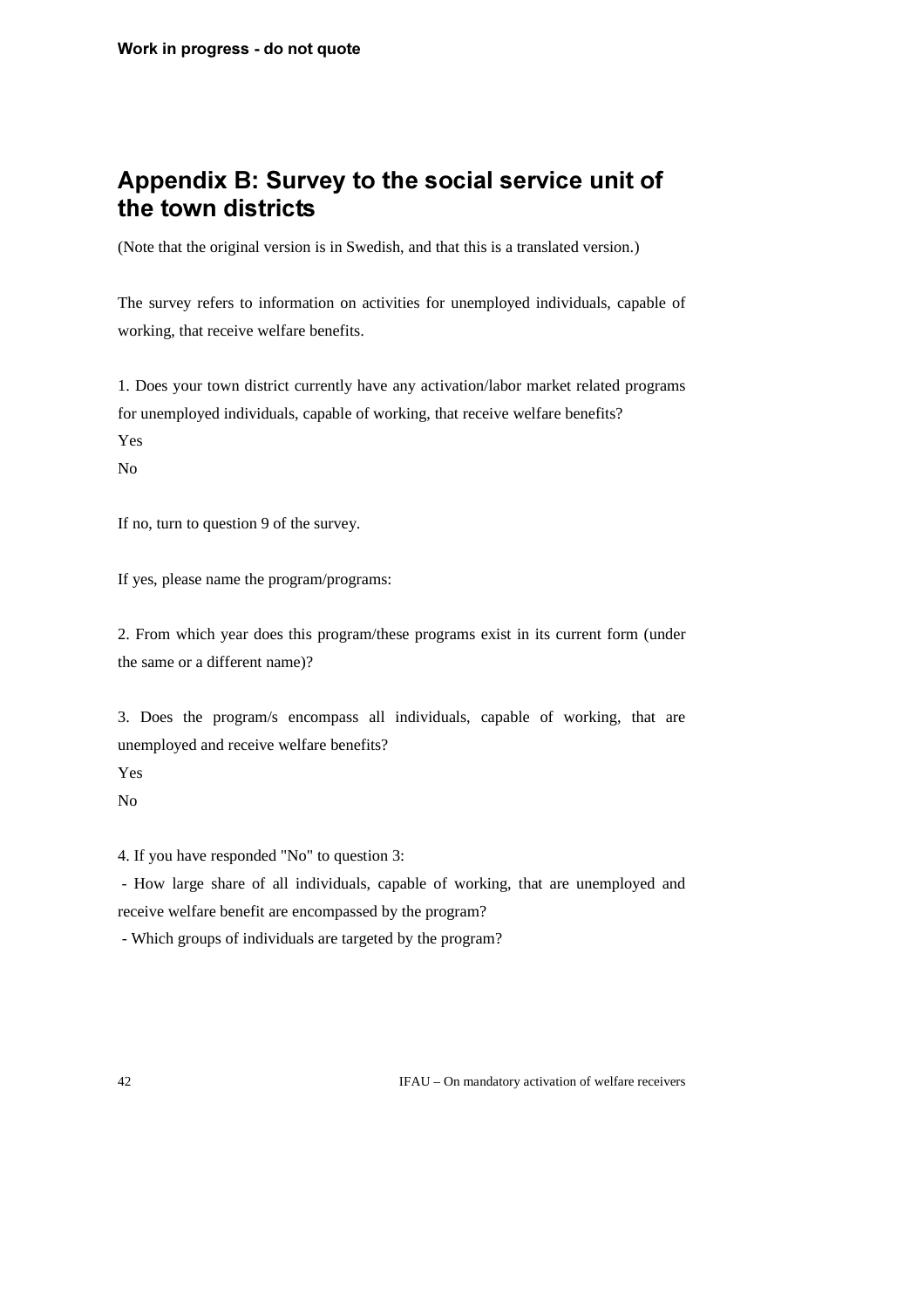## Appendix B: Survey to the social service unit of the town districts

(Note that the original version is in Swedish, and that this is a translated version.)

The survey refers to information on activities for unemployed individuals, capable of working, that receive welfare benefits.

1. Does your town district currently have any activation/labor market related programs for unemployed individuals, capable of working, that receive welfare benefits?

Yes

No

If no, turn to question 9 of the survey.

If yes, please name the program/programs:

2. From which year does this program/these programs exist in its current form (under the same or a different name)?

3. Does the program/s encompass all individuals, capable of working, that are unemployed and receive welfare benefits?

Yes

No

4. If you have responded "No" to question 3:

- How large share of all individuals, capable of working, that are unemployed and receive welfare benefit are encompassed by the program?
- Which groups of individuals are targeted by the program?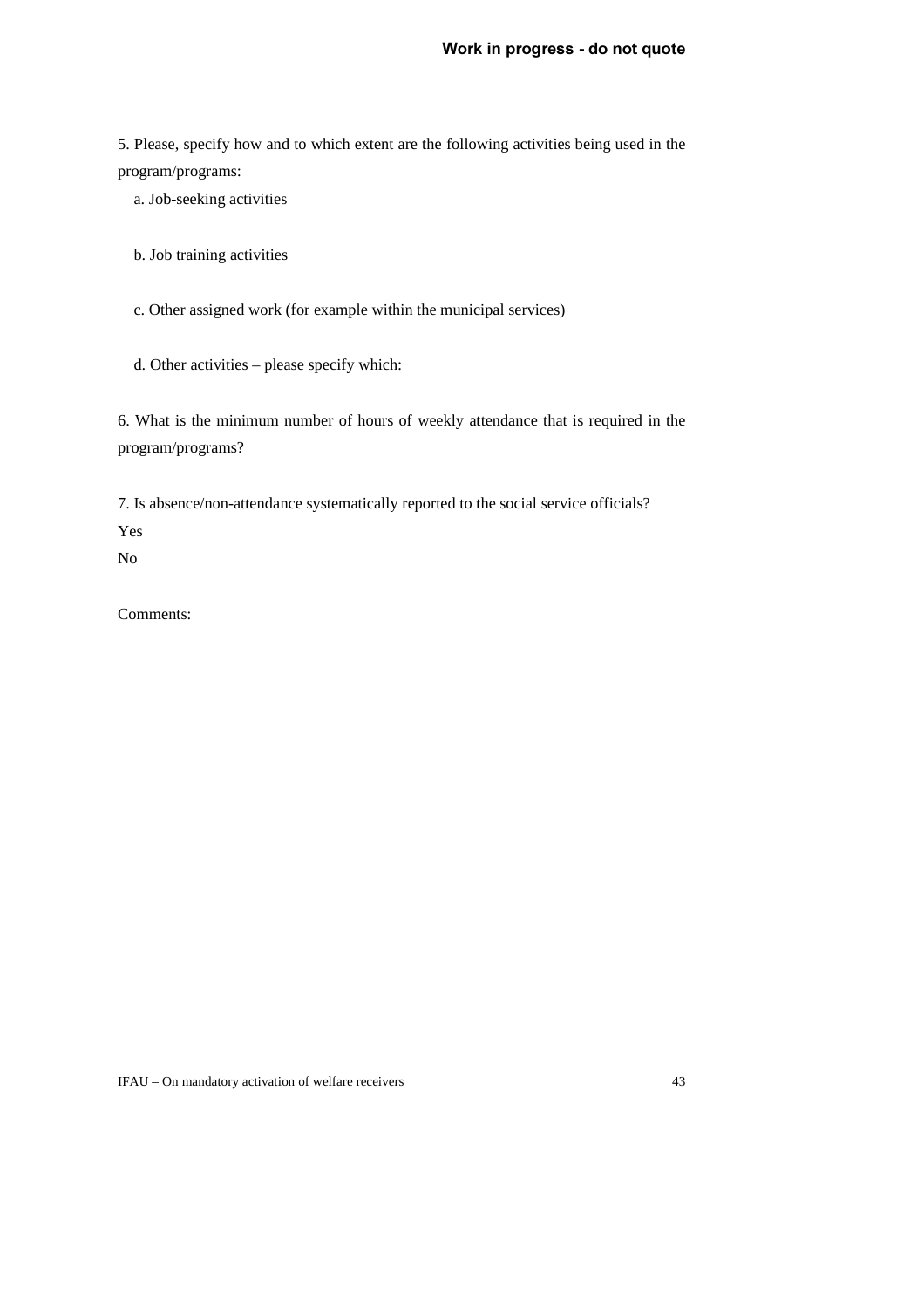5. Please, specify how and to which extent are the following activities being used in the program/programs:

a. Job-seeking activities

b. Job training activities

c. Other assigned work (for example within the municipal services)

d. Other activities – please specify which:

6. What is the minimum number of hours of weekly attendance that is required in the program/programs?

7. Is absence/non-attendance systematically reported to the social service officials?

Yes

No

Comments: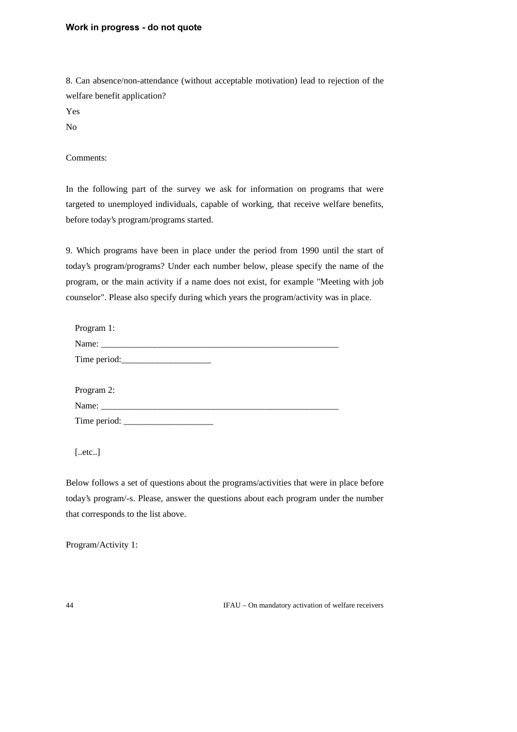8. Can absence/non-attendance (without acceptable motivation) lead to rejection of the welfare benefit application?

Yes

No

Comments:

In the following part of the survey we ask for information on programs that were targeted to unemployed individuals, capable of working, that receive welfare benefits, before today's program/programs started.

9. Which programs have been in place under the period from 1990 until the start of today's program/programs? Under each number below, please specify the name of the program, or the main activity if a name does not exist, for example "Meeting with job counselor". Please also specify during which years the program/activity was in place.

Program 1:

Name: _______________________________________________________

Time period:____________________

Program 2:

Name: _______________________________________________________

Time period: ____________________

[..etc..]

Below follows a set of questions about the programs/activities that were in place before today's program/-s. Please, answer the questions about each program under the number that corresponds to the list above.

Program/Activity 1: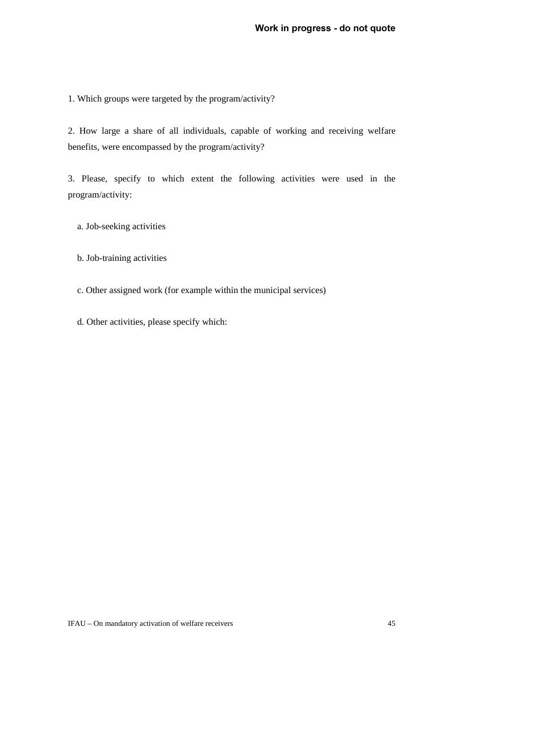1. Which groups were targeted by the program/activity?

2. How large a share of all individuals, capable of working and receiving welfare benefits, were encompassed by the program/activity?

3. Please, specify to which extent the following activities were used in the program/activity:

   a. Job-seeking activities

   b. Job-training activities

   c. Other assigned work (for example within the municipal services)

   d. Other activities, please specify which: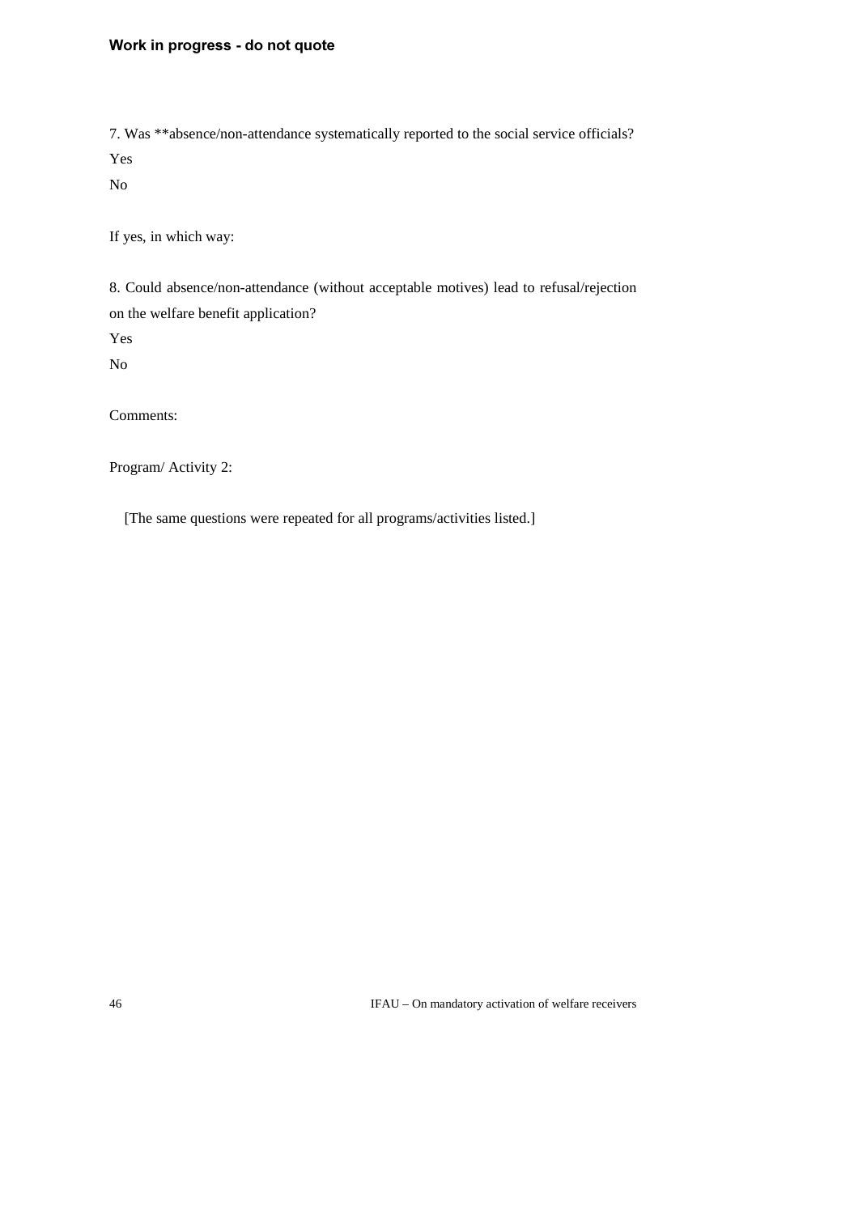7. Was **absence/non-attendance systematically reported to the social service officials?

Yes

No

If yes, in which way:

8. Could absence/non-attendance (without acceptable motives) lead to refusal/rejection on the welfare benefit application?

Yes

No

Comments:

Program/ Activity 2:

[The same questions were repeated for all programs/activities listed.]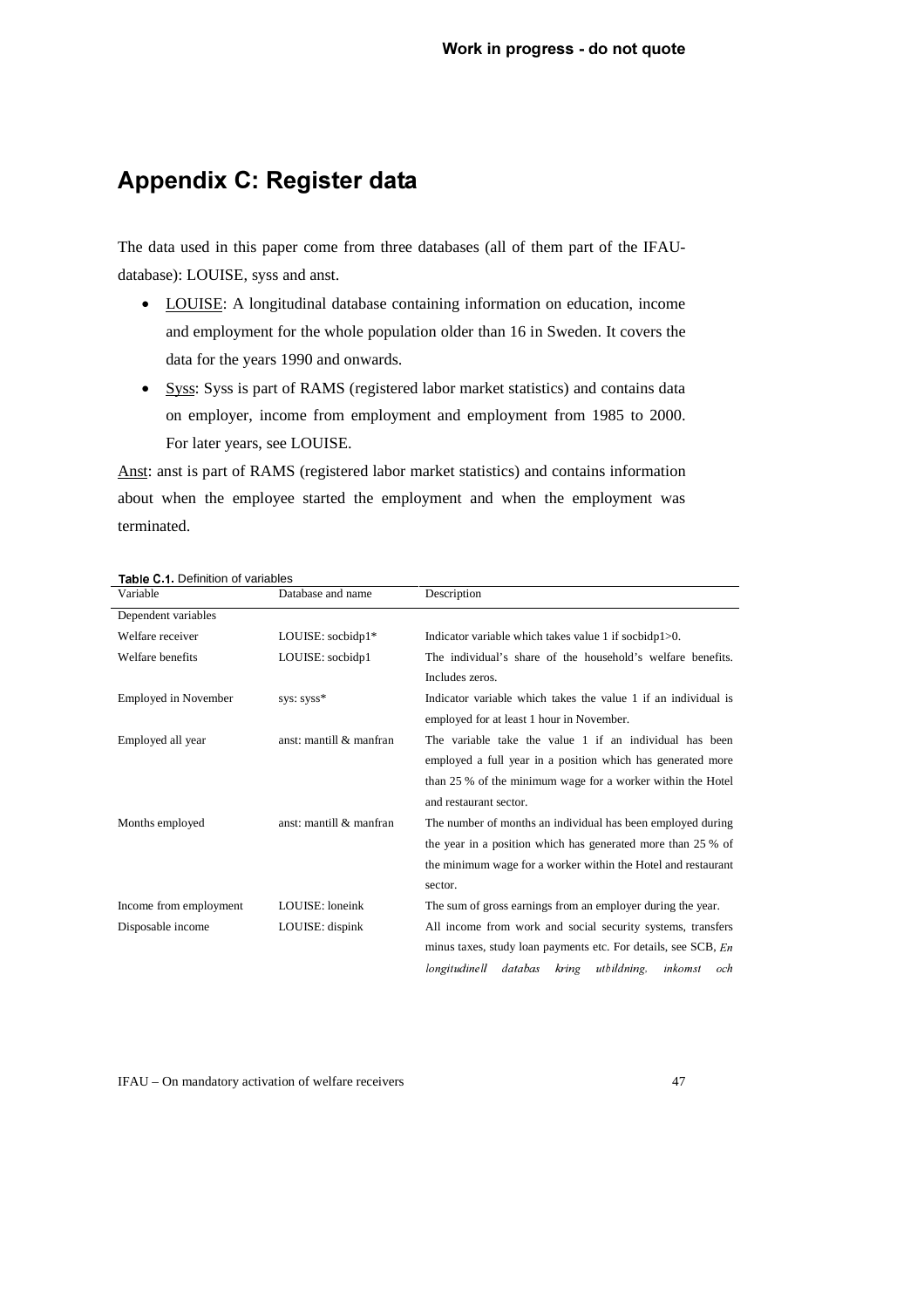# Appendix C: Register data

The data used in this paper come from three databases (all of them part of the IFAU-database): LOUISE, syss and anst.

- LOUISE: A longitudinal database containing information on education, income and employment for the whole population older than 16 in Sweden. It covers the data for the years 1990 and onwards.
- Syss: Syss is part of RAMS (registered labor market statistics) and contains data on employer, income from employment and employment from 1985 to 2000. For later years, see LOUISE.

Anst: anst is part of RAMS (registered labor market statistics) and contains information about when the employee started the employment and when the employment was terminated.

**Table C.1.** Definition of variables

| Variable | Database and name | Description |
|---|---|---|
| Dependent variables | | |
| Welfare receiver | LOUISE: socbidp1* | Indicator variable which takes value 1 if socbidp1>0. |
| Welfare benefits | LOUISE: socbidp1 | The individual's share of the household's welfare benefits. Includes zeros. |
| Employed in November | sys: syss* | Indicator variable which takes the value 1 if an individual is employed for at least 1 hour in November. |
| Employed all year | anst: mantill & manfran | The variable take the value 1 if an individual has been employed a full year in a position which has generated more than 25 % of the minimum wage for a worker within the Hotel and restaurant sector. |
| Months employed | anst: mantill & manfran | The number of months an individual has been employed during the year in a position which has generated more than 25 % of the minimum wage for a worker within the Hotel and restaurant sector. |
| Income from employment | LOUISE: loneink | The sum of gross earnings from an employer during the year. |
| Disposable income | LOUISE: dispink | All income from work and social security systems, transfers minus taxes, study loan payments etc. For details, see SCB, *En longitudinell databas kring utbildning, inkomst och* |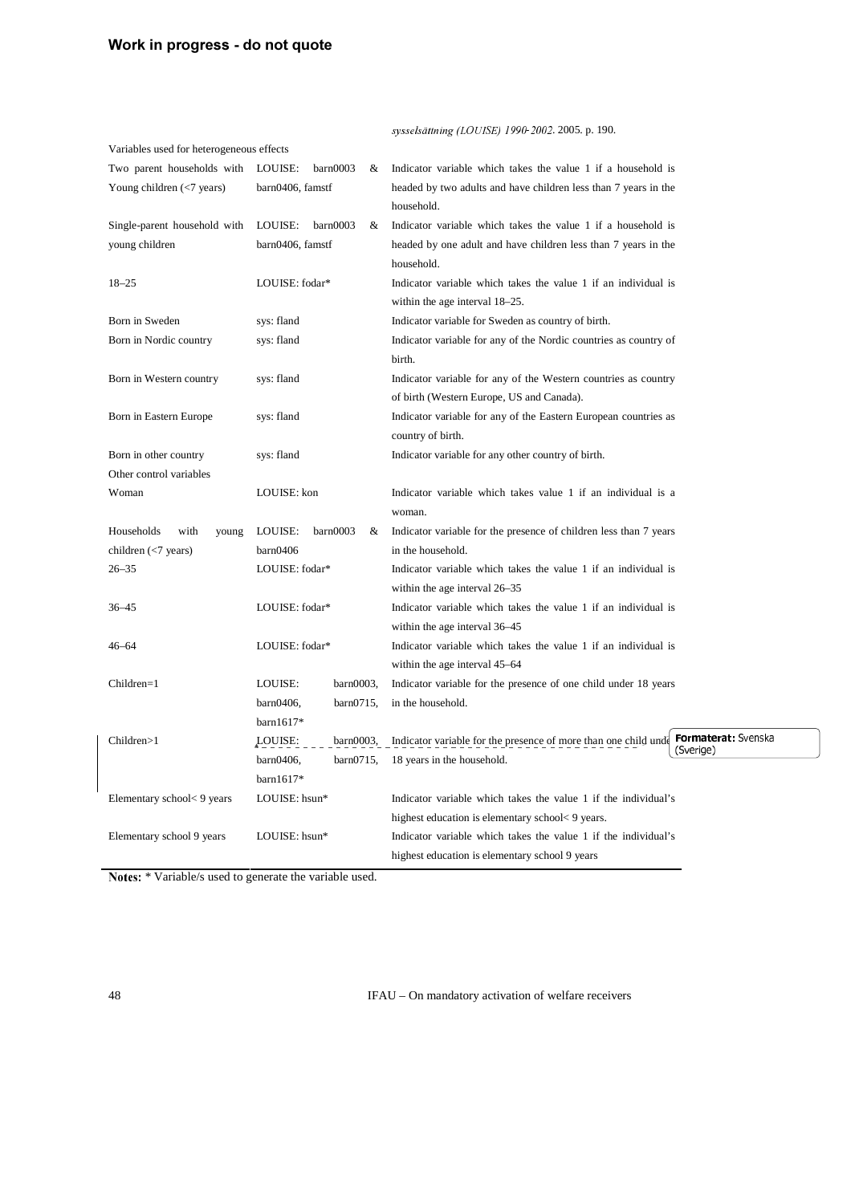**Work in progress - do not quote**

*sysselsättning (LOUISE) 1990-2002*. 2005. p. 190.

| | | |
|---|---|---|
| Variables used for heterogeneous effects | | |
| Two parent households with Young children (<7 years) | LOUISE: barn0003 & barn0406, famstf | Indicator variable which takes the value 1 if a household is headed by two adults and have children less than 7 years in the household. |
| Single-parent household with young children | LOUISE: barn0003 & barn0406, famstf | Indicator variable which takes the value 1 if a household is headed by one adult and have children less than 7 years in the household. |
| 18–25 | LOUISE: fodar* | Indicator variable which takes the value 1 if an individual is within the age interval 18–25. |
| Born in Sweden | sys: fland | Indicator variable for Sweden as country of birth. |
| Born in Nordic country | sys: fland | Indicator variable for any of the Nordic countries as country of birth. |
| Born in Western country | sys: fland | Indicator variable for any of the Western countries as country of birth (Western Europe, US and Canada). |
| Born in Eastern Europe | sys: fland | Indicator variable for any of the Eastern European countries as country of birth. |
| Born in other country | sys: fland | Indicator variable for any other country of birth. |
| Other control variables | | |
| Woman | LOUISE: kon | Indicator variable which takes value 1 if an individual is a woman. |
| Households with young children (<7 years) | LOUISE: barn0003 & barn0406 | Indicator variable for the presence of children less than 7 years in the household. |
| 26–35 | LOUISE: fodar* | Indicator variable which takes the value 1 if an individual is within the age interval 26–35 |
| 36–45 | LOUISE: fodar* | Indicator variable which takes the value 1 if an individual is within the age interval 36–45 |
| 46–64 | LOUISE: fodar* | Indicator variable which takes the value 1 if an individual is within the age interval 45–64 |
| Children=1 | LOUISE: barn0003, barn0406, barn0715, barn1617* | Indicator variable for the presence of one child under 18 years in the household. |
| Children>1 | LOUISE: barn0003, barn0406, barn0715, barn1617* | Indicator variable for the presence of more than one child under 18 years in the household. |
| Elementary school< 9 years | LOUISE: hsun* | Indicator variable which takes the value 1 if the individual's highest education is elementary school< 9 years. |
| Elementary school 9 years | LOUISE: hsun* | Indicator variable which takes the value 1 if the individual's highest education is elementary school 9 years |

**Notes:** * Variable/s used to generate the variable used.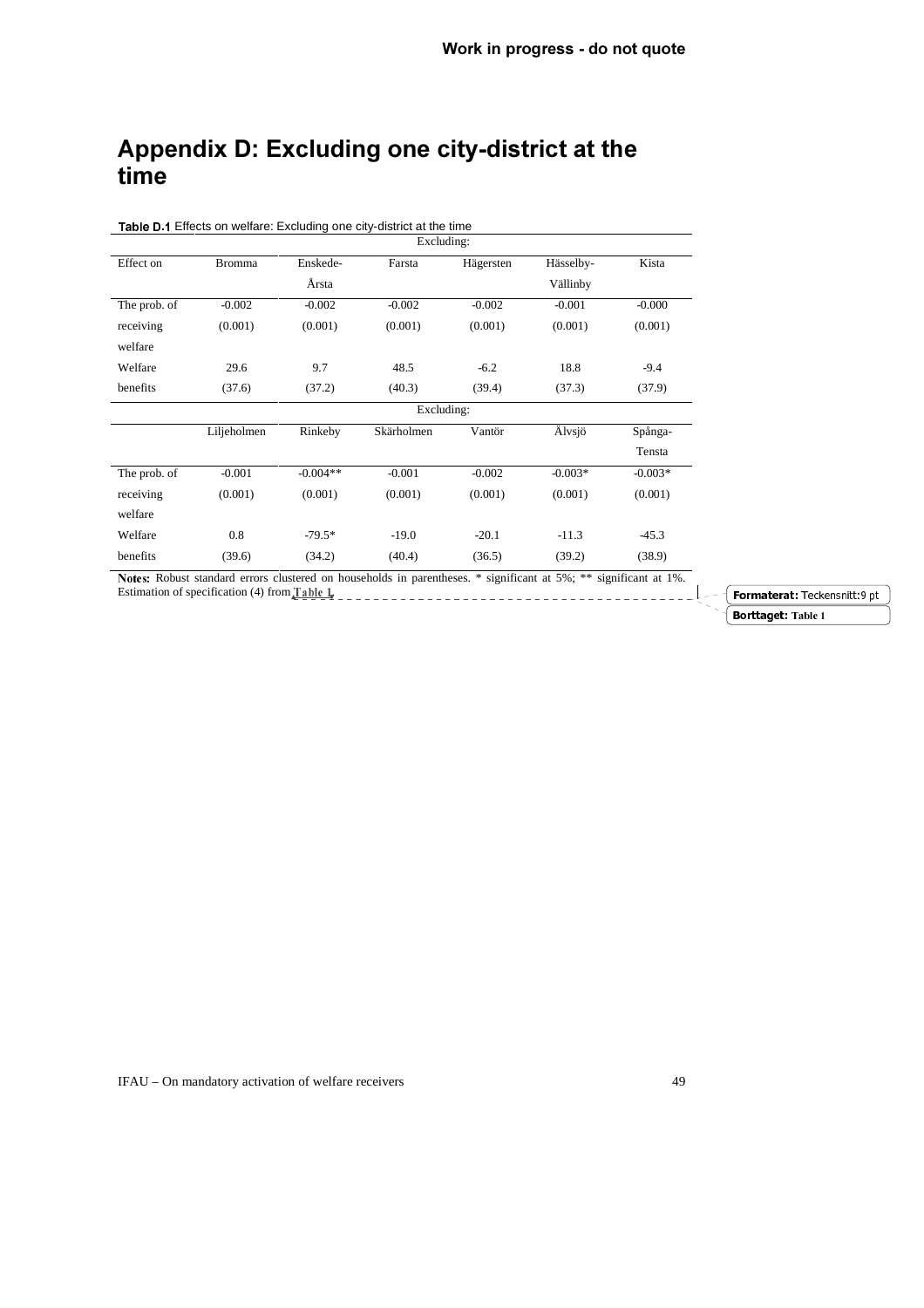# Appendix D: Excluding one city-district at the time

**Table D.1** Effects on welfare: Excluding one city-district at the time

| | Excluding: | | | | | |
|---|---|---|---|---|---|---|
| Effect on | Bromma | Enskede-Årsta | Farsta | Hägersten | Hässelby-Vällinby | Kista |
| The prob. of receiving welfare | -0.002 | -0.002 | -0.002 | -0.002 | -0.001 | -0.000 |
| | (0.001) | (0.001) | (0.001) | (0.001) | (0.001) | (0.001) |
| Welfare benefits | 29.6 | 9.7 | 48.5 | -6.2 | 18.8 | -9.4 |
| | (37.6) | (37.2) | (40.3) | (39.4) | (37.3) | (37.9) |
| | Excluding: | | | | | |
| | Liljeholmen | Rinkeby | Skärholmen | Vantör | Älvsjö | Spånga-Tensta |
| The prob. of receiving welfare | -0.001 | -0.004** | -0.001 | -0.002 | -0.003* | -0.003* |
| | (0.001) | (0.001) | (0.001) | (0.001) | (0.001) | (0.001) |
| Welfare benefits | 0.8 | -79.5* | -19.0 | -20.1 | -11.3 | -45.3 |
| | (39.6) | (34.2) | (40.4) | (36.5) | (39.2) | (38.9) |

**Notes:** Robust standard errors clustered on households in parentheses. * significant at 5%; ** significant at 1%. Estimation of specification (4) from Table 1.